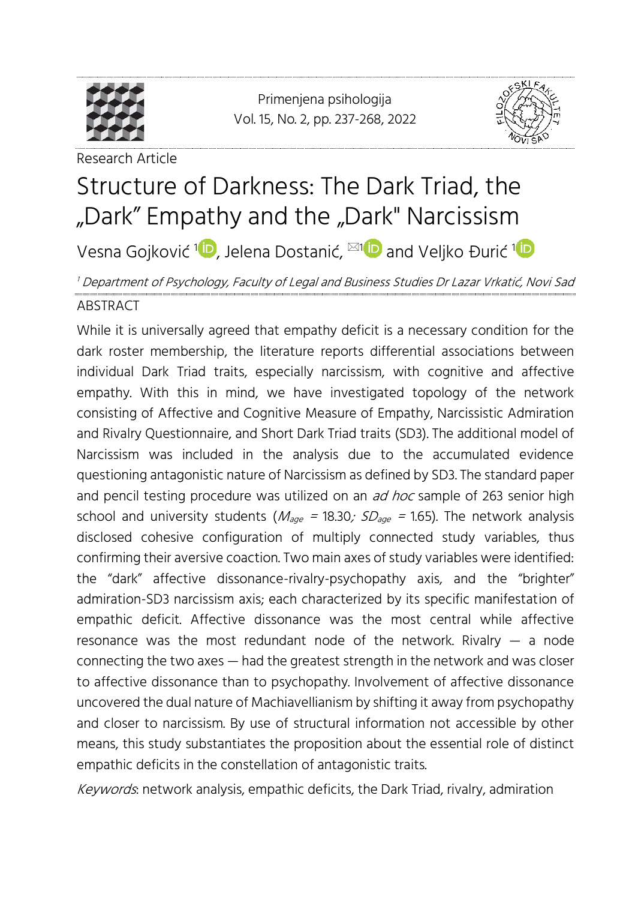Research Article

# Structure of Darkness: The Dark Triad, the „Dark" Empathy and the „Dark" Narcissism

Vesna Gojković [1], Jelena Dostanić, [✉1] and Veljko Đurić [1]

[1] *Department of Psychology, Faculty of Legal and Business Studies Dr Lazar Vrkatić, Novi Sad*

## ABSTRACT

While it is universally agreed that empathy deficit is a necessary condition for the dark roster membership, the literature reports differential associations between individual Dark Triad traits, especially narcissism, with cognitive and affective empathy. With this in mind, we have investigated topology of the network consisting of Affective and Cognitive Measure of Empathy, Narcissistic Admiration and Rivalry Questionnaire, and Short Dark Triad traits (SD3). The additional model of Narcissism was included in the analysis due to the accumulated evidence questioning antagonistic nature of Narcissism as defined by SD3. The standard paper and pencil testing procedure was utilized on an *ad hoc* sample of 263 senior high school and university students ($M_{age}$ = 18.30; $SD_{age}$ = 1.65). The network analysis disclosed cohesive configuration of multiply connected study variables, thus confirming their aversive coaction. Two main axes of study variables were identified: the "dark" affective dissonance-rivalry-psychopathy axis, and the "brighter" admiration-SD3 narcissism axis; each characterized by its specific manifestation of empathic deficit. Affective dissonance was the most central while affective resonance was the most redundant node of the network. Rivalry — a node connecting the two axes — had the greatest strength in the network and was closer to affective dissonance than to psychopathy. Involvement of affective dissonance uncovered the dual nature of Machiavellianism by shifting it away from psychopathy and closer to narcissism. By use of structural information not accessible by other means, this study substantiates the proposition about the essential role of distinct empathic deficits in the constellation of antagonistic traits.

*Keywords*: network analysis, empathic deficits, the Dark Triad, rivalry, admiration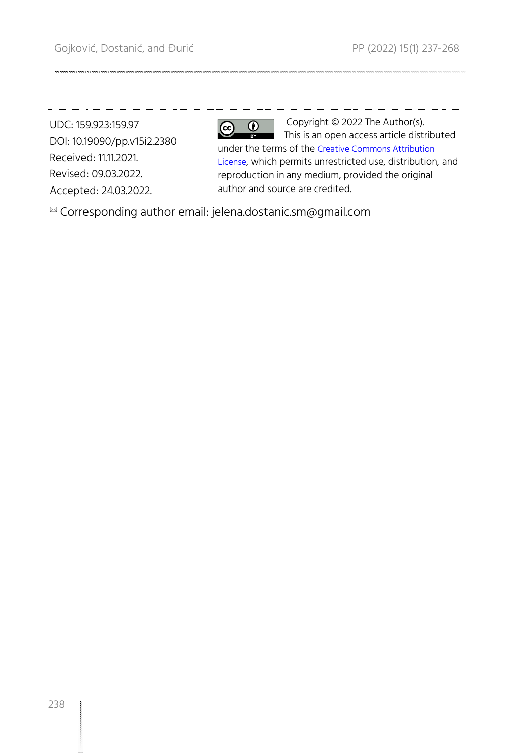UDC: 159.923:159.97
DOI: 10.19090/pp.v15i2.2380
Received: 11.11.2021.
Revised: 09.03.2022.
Accepted: 24.03.2022.

Copyright © 2022 The Author(s). This is an open access article distributed under the terms of the [Creative Commons Attribution License](https://creativecommons.org/licenses/by/4.0/), which permits unrestricted use, distribution, and reproduction in any medium, provided the original author and source are credited.

✉ Corresponding author email: jelena.dostanic.sm@gmail.com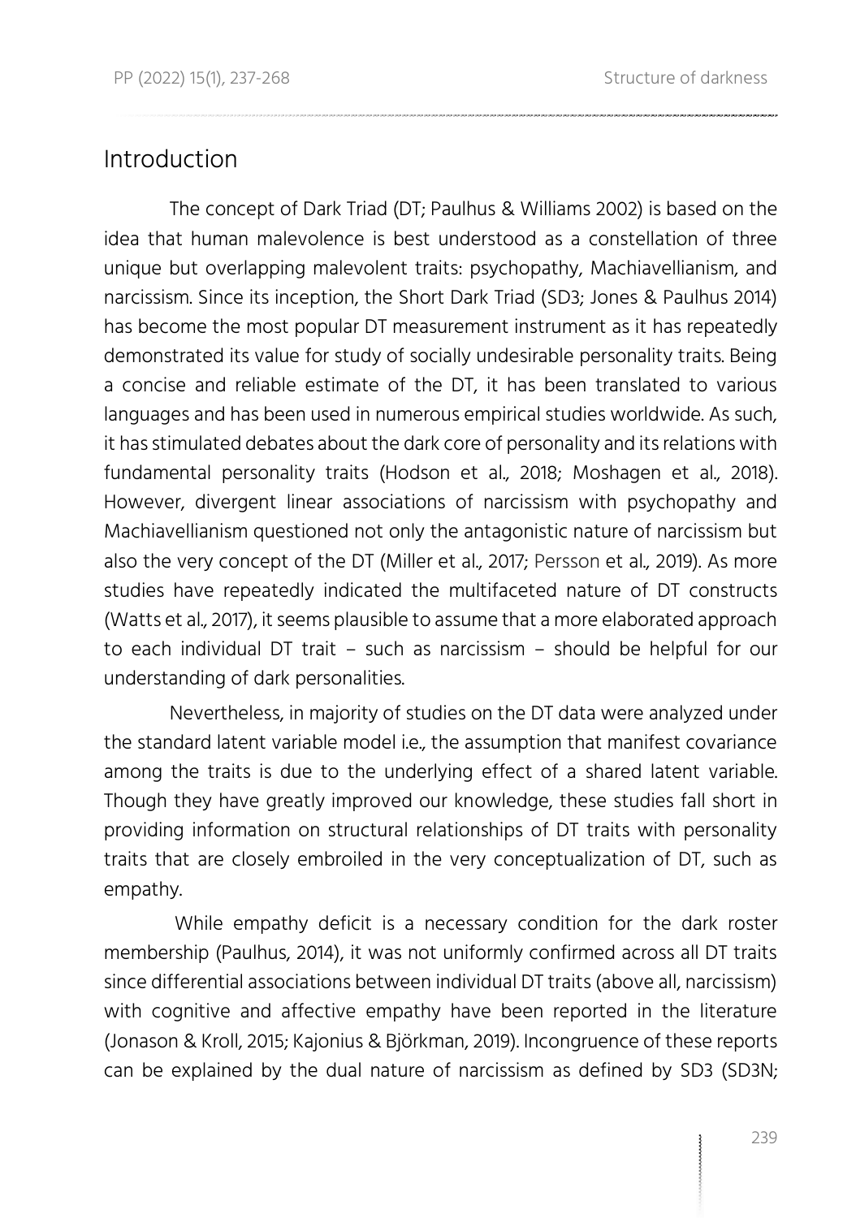## Introduction

The concept of Dark Triad (DT; Paulhus & Williams 2002) is based on the idea that human malevolence is best understood as a constellation of three unique but overlapping malevolent traits: psychopathy, Machiavellianism, and narcissism. Since its inception, the Short Dark Triad (SD3; Jones & Paulhus 2014) has become the most popular DT measurement instrument as it has repeatedly demonstrated its value for study of socially undesirable personality traits. Being a concise and reliable estimate of the DT, it has been translated to various languages and has been used in numerous empirical studies worldwide. As such, it has stimulated debates about the dark core of personality and its relations with fundamental personality traits (Hodson et al., 2018; Moshagen et al., 2018). However, divergent linear associations of narcissism with psychopathy and Machiavellianism questioned not only the antagonistic nature of narcissism but also the very concept of the DT (Miller et al., 2017; Persson et al., 2019). As more studies have repeatedly indicated the multifaceted nature of DT constructs (Watts et al., 2017), it seems plausible to assume that a more elaborated approach to each individual DT trait – such as narcissism – should be helpful for our understanding of dark personalities.

Nevertheless, in majority of studies on the DT data were analyzed under the standard latent variable model i.e., the assumption that manifest covariance among the traits is due to the underlying effect of a shared latent variable. Though they have greatly improved our knowledge, these studies fall short in providing information on structural relationships of DT traits with personality traits that are closely embroiled in the very conceptualization of DT, such as empathy.

While empathy deficit is a necessary condition for the dark roster membership (Paulhus, 2014), it was not uniformly confirmed across all DT traits since differential associations between individual DT traits (above all, narcissism) with cognitive and affective empathy have been reported in the literature (Jonason & Kroll, 2015; Kajonius & Björkman, 2019). Incongruence of these reports can be explained by the dual nature of narcissism as defined by SD3 (SD3N;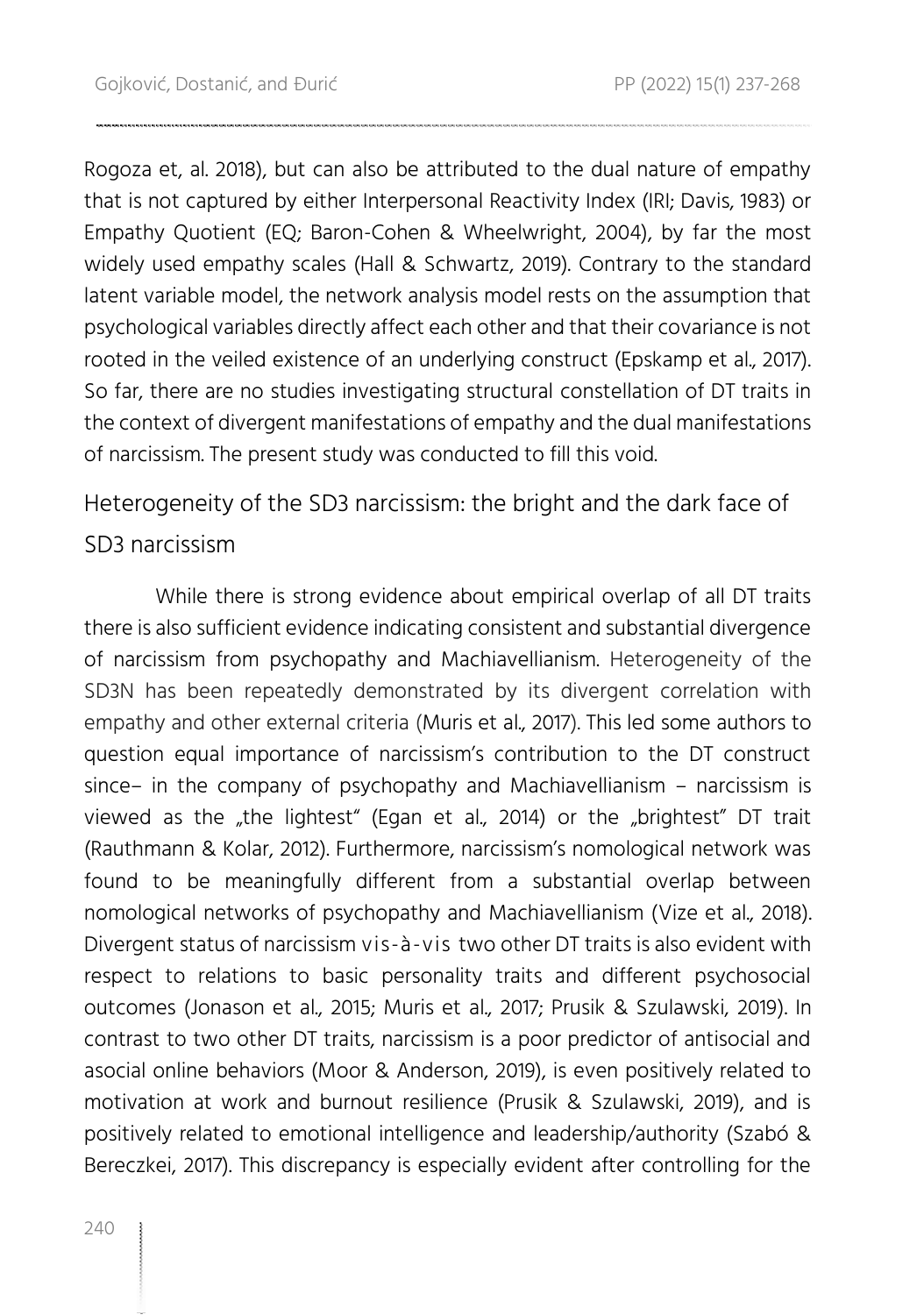Rogoza et, al. 2018), but can also be attributed to the dual nature of empathy that is not captured by either Interpersonal Reactivity Index (IRI; Davis, 1983) or Empathy Quotient (EQ; Baron-Cohen & Wheelwright, 2004), by far the most widely used empathy scales (Hall & Schwartz, 2019). Contrary to the standard latent variable model, the network analysis model rests on the assumption that psychological variables directly affect each other and that their covariance is not rooted in the veiled existence of an underlying construct (Epskamp et al., 2017). So far, there are no studies investigating structural constellation of DT traits in the context of divergent manifestations of empathy and the dual manifestations of narcissism. The present study was conducted to fill this void.

## Heterogeneity of the SD3 narcissism: the bright and the dark face of SD3 narcissism

While there is strong evidence about empirical overlap of all DT traits there is also sufficient evidence indicating consistent and substantial divergence of narcissism from psychopathy and Machiavellianism. Heterogeneity of the SD3N has been repeatedly demonstrated by its divergent correlation with empathy and other external criteria (Muris et al., 2017). This led some authors to question equal importance of narcissism's contribution to the DT construct since– in the company of psychopathy and Machiavellianism – narcissism is viewed as the „the lightest" (Egan et al., 2014) or the „brightest" DT trait (Rauthmann & Kolar, 2012). Furthermore, narcissism's nomological network was found to be meaningfully different from a substantial overlap between nomological networks of psychopathy and Machiavellianism (Vize et al., 2018). Divergent status of narcissism *vis-à-vis* two other DT traits is also evident with respect to relations to basic personality traits and different psychosocial outcomes (Jonason et al., 2015; Muris et al., 2017; Prusik & Szulawski, 2019). In contrast to two other DT traits, narcissism is a poor predictor of antisocial and asocial online behaviors (Moor & Anderson, 2019), is even positively related to motivation at work and burnout resilience (Prusik & Szulawski, 2019), and is positively related to emotional intelligence and leadership/authority (Szabó & Bereczkei, 2017). This discrepancy is especially evident after controlling for the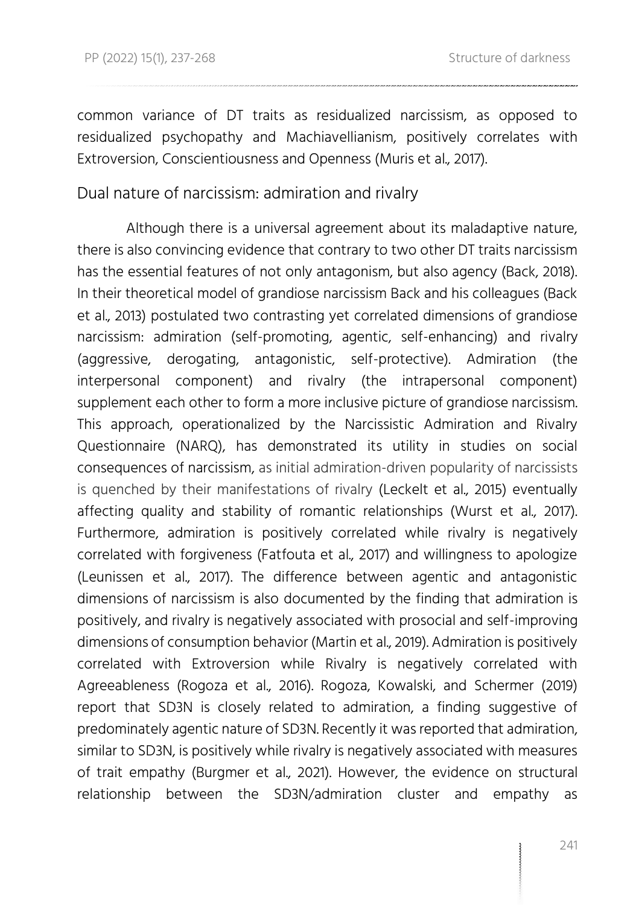common variance of DT traits as residualized narcissism, as opposed to residualized psychopathy and Machiavellianism, positively correlates with Extroversion, Conscientiousness and Openness (Muris et al., 2017).

## Dual nature of narcissism: admiration and rivalry

Although there is a universal agreement about its maladaptive nature, there is also convincing evidence that contrary to two other DT traits narcissism has the essential features of not only antagonism, but also agency (Back, 2018). In their theoretical model of grandiose narcissism Back and his colleagues (Back et al., 2013) postulated two contrasting yet correlated dimensions of grandiose narcissism: admiration (self-promoting, agentic, self-enhancing) and rivalry (aggressive, derogating, antagonistic, self-protective). Admiration (the interpersonal component) and rivalry (the intrapersonal component) supplement each other to form a more inclusive picture of grandiose narcissism. This approach, operationalized by the Narcissistic Admiration and Rivalry Questionnaire (NARQ), has demonstrated its utility in studies on social consequences of narcissism, as initial admiration-driven popularity of narcissists is quenched by their manifestations of rivalry (Leckelt et al., 2015) eventually affecting quality and stability of romantic relationships (Wurst et al., 2017). Furthermore, admiration is positively correlated while rivalry is negatively correlated with forgiveness (Fatfouta et al., 2017) and willingness to apologize (Leunissen et al., 2017). The difference between agentic and antagonistic dimensions of narcissism is also documented by the finding that admiration is positively, and rivalry is negatively associated with prosocial and self-improving dimensions of consumption behavior (Martin et al., 2019). Admiration is positively correlated with Extroversion while Rivalry is negatively correlated with Agreeableness (Rogoza et al., 2016). Rogoza, Kowalski, and Schermer (2019) report that SD3N is closely related to admiration, a finding suggestive of predominately agentic nature of SD3N. Recently it was reported that admiration, similar to SD3N, is positively while rivalry is negatively associated with measures of trait empathy (Burgmer et al., 2021). However, the evidence on structural relationship between the SD3N/admiration cluster and empathy as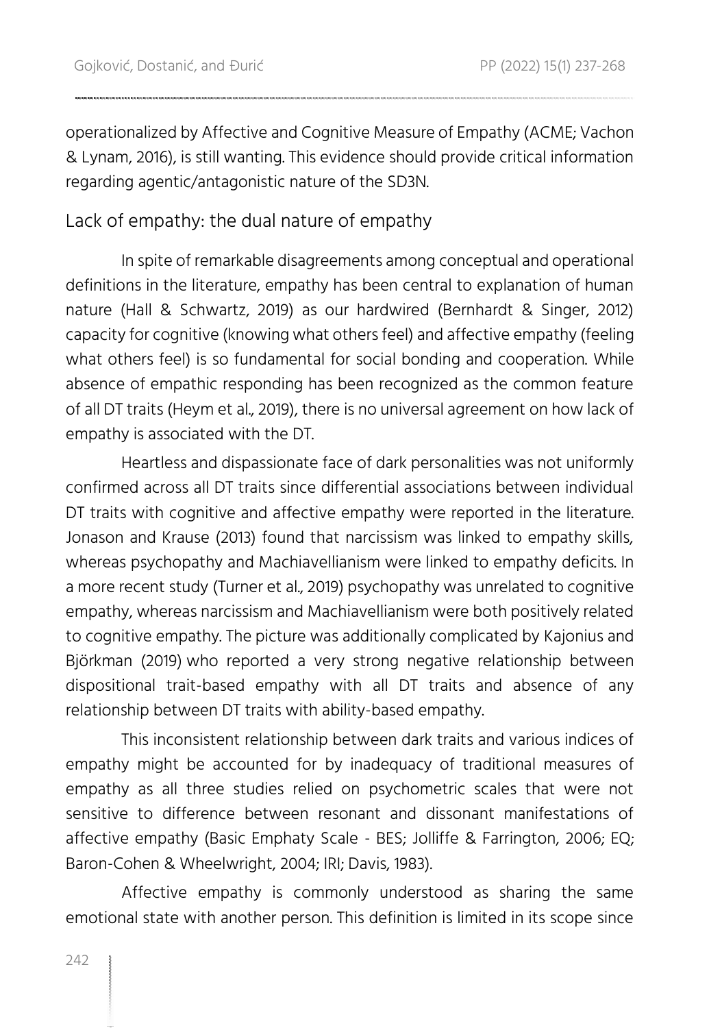operationalized by Affective and Cognitive Measure of Empathy (ACME; Vachon & Lynam, 2016), is still wanting. This evidence should provide critical information regarding agentic/antagonistic nature of the SD3N.

## Lack of empathy: the dual nature of empathy

In spite of remarkable disagreements among conceptual and operational definitions in the literature, empathy has been central to explanation of human nature (Hall & Schwartz, 2019) as our hardwired (Bernhardt & Singer, 2012) capacity for cognitive (knowing what others feel) and affective empathy (feeling what others feel) is so fundamental for social bonding and cooperation. While absence of empathic responding has been recognized as the common feature of all DT traits (Heym et al., 2019), there is no universal agreement on how lack of empathy is associated with the DT.

Heartless and dispassionate face of dark personalities was not uniformly confirmed across all DT traits since differential associations between individual DT traits with cognitive and affective empathy were reported in the literature. Jonason and Krause (2013) found that narcissism was linked to empathy skills, whereas psychopathy and Machiavellianism were linked to empathy deficits. In a more recent study (Turner et al., 2019) psychopathy was unrelated to cognitive empathy, whereas narcissism and Machiavellianism were both positively related to cognitive empathy. The picture was additionally complicated by Kajonius and Björkman (2019) who reported a very strong negative relationship between dispositional trait-based empathy with all DT traits and absence of any relationship between DT traits with ability-based empathy.

This inconsistent relationship between dark traits and various indices of empathy might be accounted for by inadequacy of traditional measures of empathy as all three studies relied on psychometric scales that were not sensitive to difference between resonant and dissonant manifestations of affective empathy (Basic Emphaty Scale - BES; Jolliffe & Farrington, 2006; EQ; Baron-Cohen & Wheelwright, 2004; IRI; Davis, 1983).

Affective empathy is commonly understood as sharing the same emotional state with another person. This definition is limited in its scope since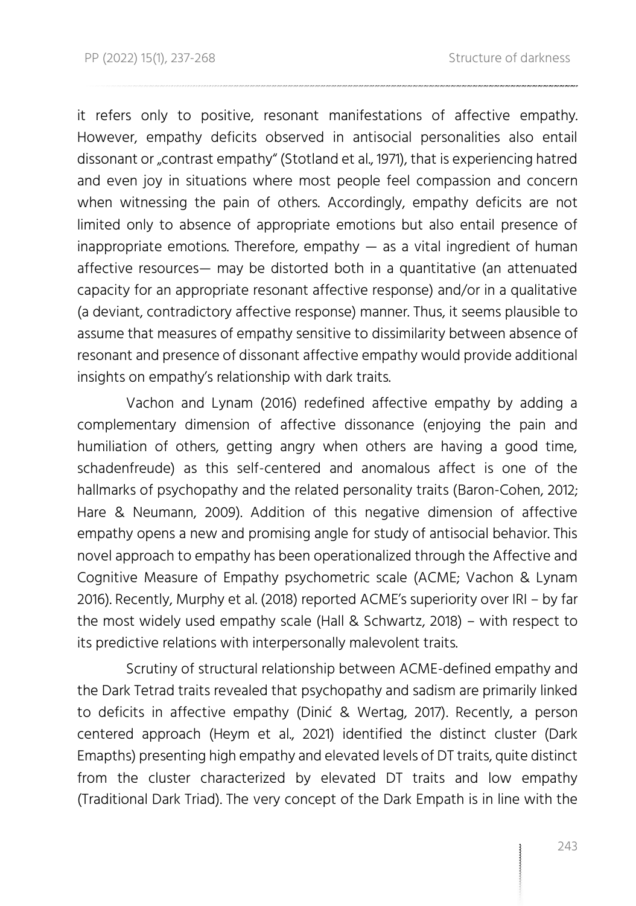it refers only to positive, resonant manifestations of affective empathy. However, empathy deficits observed in antisocial personalities also entail dissonant or „contrast empathy" (Stotland et al., 1971), that is experiencing hatred and even joy in situations where most people feel compassion and concern when witnessing the pain of others. Accordingly, empathy deficits are not limited only to absence of appropriate emotions but also entail presence of inappropriate emotions. Therefore, empathy — as a vital ingredient of human affective resources— may be distorted both in a quantitative (an attenuated capacity for an appropriate resonant affective response) and/or in a qualitative (a deviant, contradictory affective response) manner. Thus, it seems plausible to assume that measures of empathy sensitive to dissimilarity between absence of resonant and presence of dissonant affective empathy would provide additional insights on empathy's relationship with dark traits.

Vachon and Lynam (2016) redefined affective empathy by adding a complementary dimension of affective dissonance (enjoying the pain and humiliation of others, getting angry when others are having a good time, schadenfreude) as this self-centered and anomalous affect is one of the hallmarks of psychopathy and the related personality traits (Baron-Cohen, 2012; Hare & Neumann, 2009). Addition of this negative dimension of affective empathy opens a new and promising angle for study of antisocial behavior. This novel approach to empathy has been operationalized through the Affective and Cognitive Measure of Empathy psychometric scale (ACME; Vachon & Lynam 2016). Recently, Murphy et al. (2018) reported ACME's superiority over IRI – by far the most widely used empathy scale (Hall & Schwartz, 2018) – with respect to its predictive relations with interpersonally malevolent traits.

Scrutiny of structural relationship between ACME-defined empathy and the Dark Tetrad traits revealed that psychopathy and sadism are primarily linked to deficits in affective empathy (Dinić & Wertag, 2017). Recently, a person centered approach (Heym et al., 2021) identified the distinct cluster (Dark Emapths) presenting high empathy and elevated levels of DT traits, quite distinct from the cluster characterized by elevated DT traits and low empathy (Traditional Dark Triad). The very concept of the Dark Empath is in line with the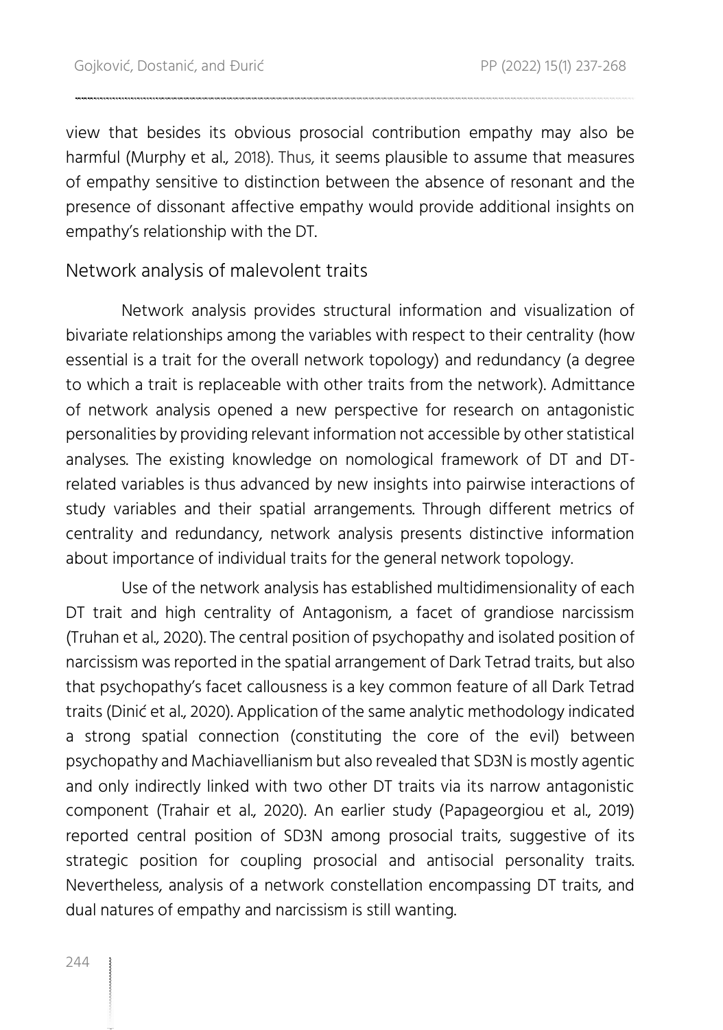view that besides its obvious prosocial contribution empathy may also be harmful (Murphy et al., 2018). Thus, it seems plausible to assume that measures of empathy sensitive to distinction between the absence of resonant and the presence of dissonant affective empathy would provide additional insights on empathy's relationship with the DT.

## Network analysis of malevolent traits

Network analysis provides structural information and visualization of bivariate relationships among the variables with respect to their centrality (how essential is a trait for the overall network topology) and redundancy (a degree to which a trait is replaceable with other traits from the network). Admittance of network analysis opened a new perspective for research on antagonistic personalities by providing relevant information not accessible by other statistical analyses. The existing knowledge on nomological framework of DT and DT-related variables is thus advanced by new insights into pairwise interactions of study variables and their spatial arrangements. Through different metrics of centrality and redundancy, network analysis presents distinctive information about importance of individual traits for the general network topology.

Use of the network analysis has established multidimensionality of each DT trait and high centrality of Antagonism, a facet of grandiose narcissism (Truhan et al., 2020). The central position of psychopathy and isolated position of narcissism was reported in the spatial arrangement of Dark Tetrad traits, but also that psychopathy's facet callousness is a key common feature of all Dark Tetrad traits (Dinić et al., 2020). Application of the same analytic methodology indicated a strong spatial connection (constituting the core of the evil) between psychopathy and Machiavellianism but also revealed that SD3N is mostly agentic and only indirectly linked with two other DT traits via its narrow antagonistic component (Trahair et al., 2020). An earlier study (Papageorgiou et al., 2019) reported central position of SD3N among prosocial traits, suggestive of its strategic position for coupling prosocial and antisocial personality traits. Nevertheless, analysis of a network constellation encompassing DT traits, and dual natures of empathy and narcissism is still wanting.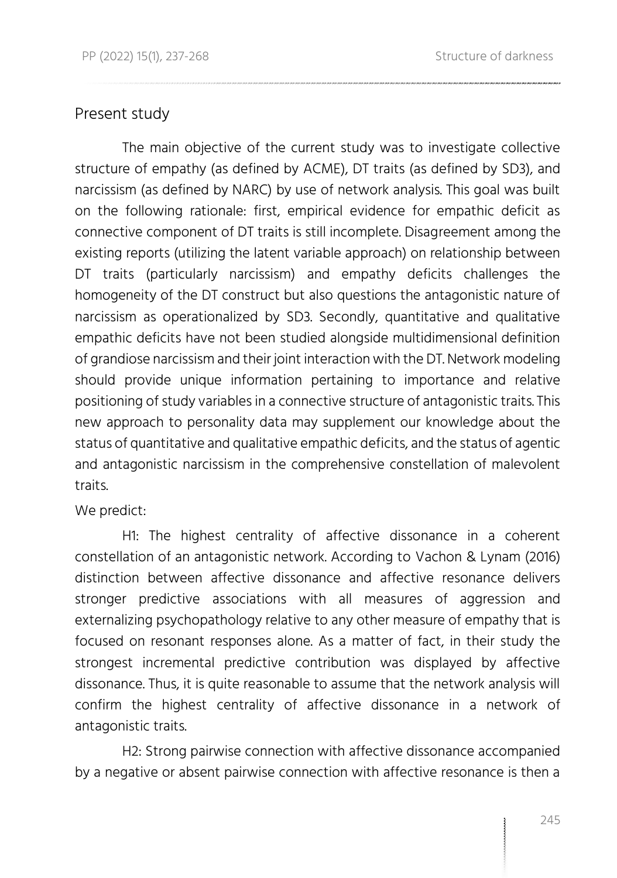## Present study

The main objective of the current study was to investigate collective structure of empathy (as defined by ACME), DT traits (as defined by SD3), and narcissism (as defined by NARC) by use of network analysis. This goal was built on the following rationale: first, empirical evidence for empathic deficit as connective component of DT traits is still incomplete. Disagreement among the existing reports (utilizing the latent variable approach) on relationship between DT traits (particularly narcissism) and empathy deficits challenges the homogeneity of the DT construct but also questions the antagonistic nature of narcissism as operationalized by SD3. Secondly, quantitative and qualitative empathic deficits have not been studied alongside multidimensional definition of grandiose narcissism and their joint interaction with the DT. Network modeling should provide unique information pertaining to importance and relative positioning of study variables in a connective structure of antagonistic traits. This new approach to personality data may supplement our knowledge about the status of quantitative and qualitative empathic deficits, and the status of agentic and antagonistic narcissism in the comprehensive constellation of malevolent traits.

We predict:

H1: The highest centrality of affective dissonance in a coherent constellation of an antagonistic network. According to Vachon & Lynam (2016) distinction between affective dissonance and affective resonance delivers stronger predictive associations with all measures of aggression and externalizing psychopathology relative to any other measure of empathy that is focused on resonant responses alone. As a matter of fact, in their study the strongest incremental predictive contribution was displayed by affective dissonance. Thus, it is quite reasonable to assume that the network analysis will confirm the highest centrality of affective dissonance in a network of antagonistic traits.

H2: Strong pairwise connection with affective dissonance accompanied by a negative or absent pairwise connection with affective resonance is then a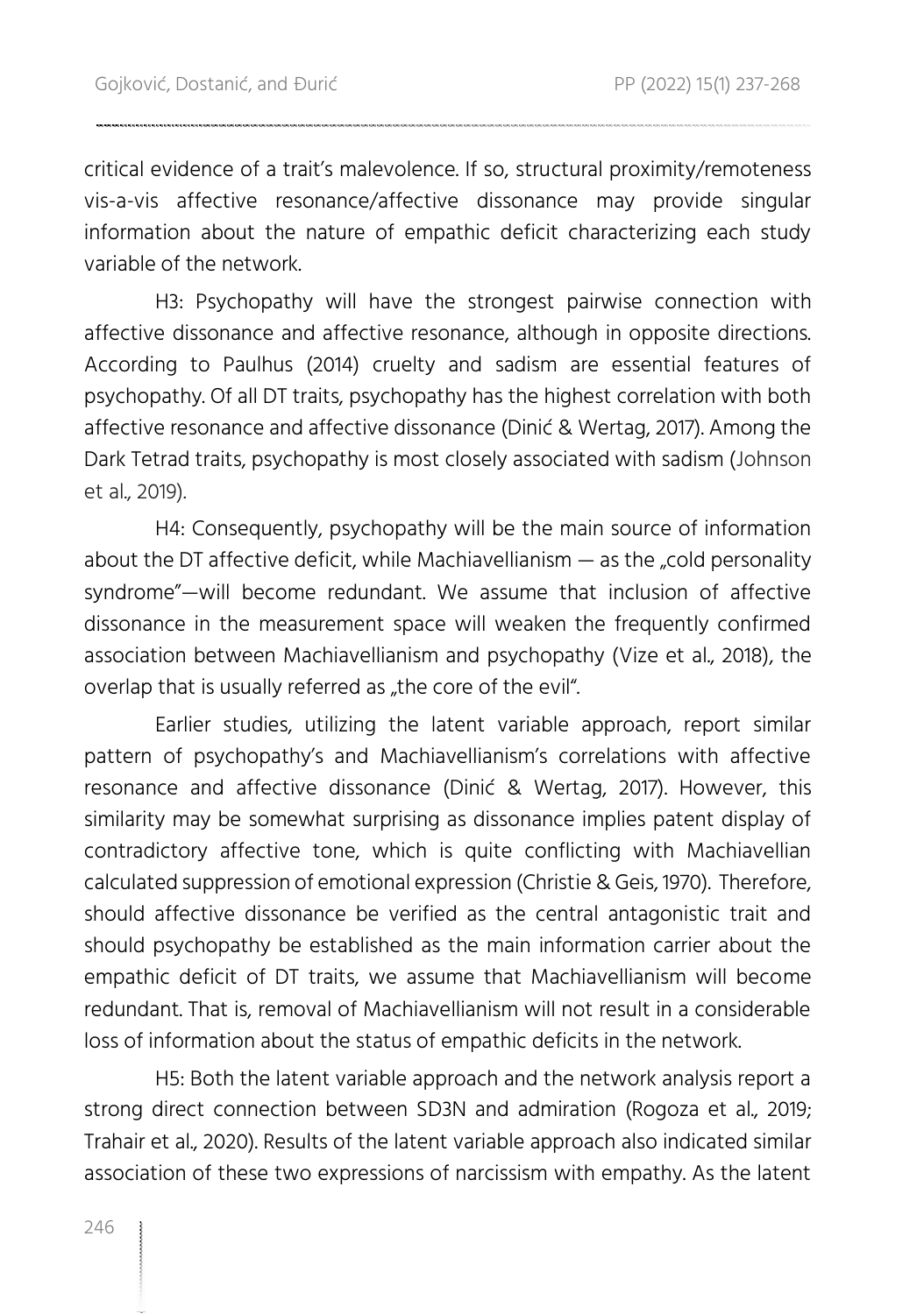critical evidence of a trait's malevolence. If so, structural proximity/remoteness vis-a-vis affective resonance/affective dissonance may provide singular information about the nature of empathic deficit characterizing each study variable of the network.

H3: Psychopathy will have the strongest pairwise connection with affective dissonance and affective resonance, although in opposite directions. According to Paulhus (2014) cruelty and sadism are essential features of psychopathy. Of all DT traits, psychopathy has the highest correlation with both affective resonance and affective dissonance (Dinić & Wertag, 2017). Among the Dark Tetrad traits, psychopathy is most closely associated with sadism (Johnson et al., 2019).

H4: Consequently, psychopathy will be the main source of information about the DT affective deficit, while Machiavellianism — as the „cold personality syndrome"—will become redundant. We assume that inclusion of affective dissonance in the measurement space will weaken the frequently confirmed association between Machiavellianism and psychopathy (Vize et al., 2018), the overlap that is usually referred as „the core of the evil".

Earlier studies, utilizing the latent variable approach, report similar pattern of psychopathy's and Machiavellianism's correlations with affective resonance and affective dissonance (Dinić & Wertag, 2017). However, this similarity may be somewhat surprising as dissonance implies patent display of contradictory affective tone, which is quite conflicting with Machiavellian calculated suppression of emotional expression (Christie & Geis, 1970). Therefore, should affective dissonance be verified as the central antagonistic trait and should psychopathy be established as the main information carrier about the empathic deficit of DT traits, we assume that Machiavellianism will become redundant. That is, removal of Machiavellianism will not result in a considerable loss of information about the status of empathic deficits in the network.

H5: Both the latent variable approach and the network analysis report a strong direct connection between SD3N and admiration (Rogoza et al., 2019; Trahair et al., 2020). Results of the latent variable approach also indicated similar association of these two expressions of narcissism with empathy. As the latent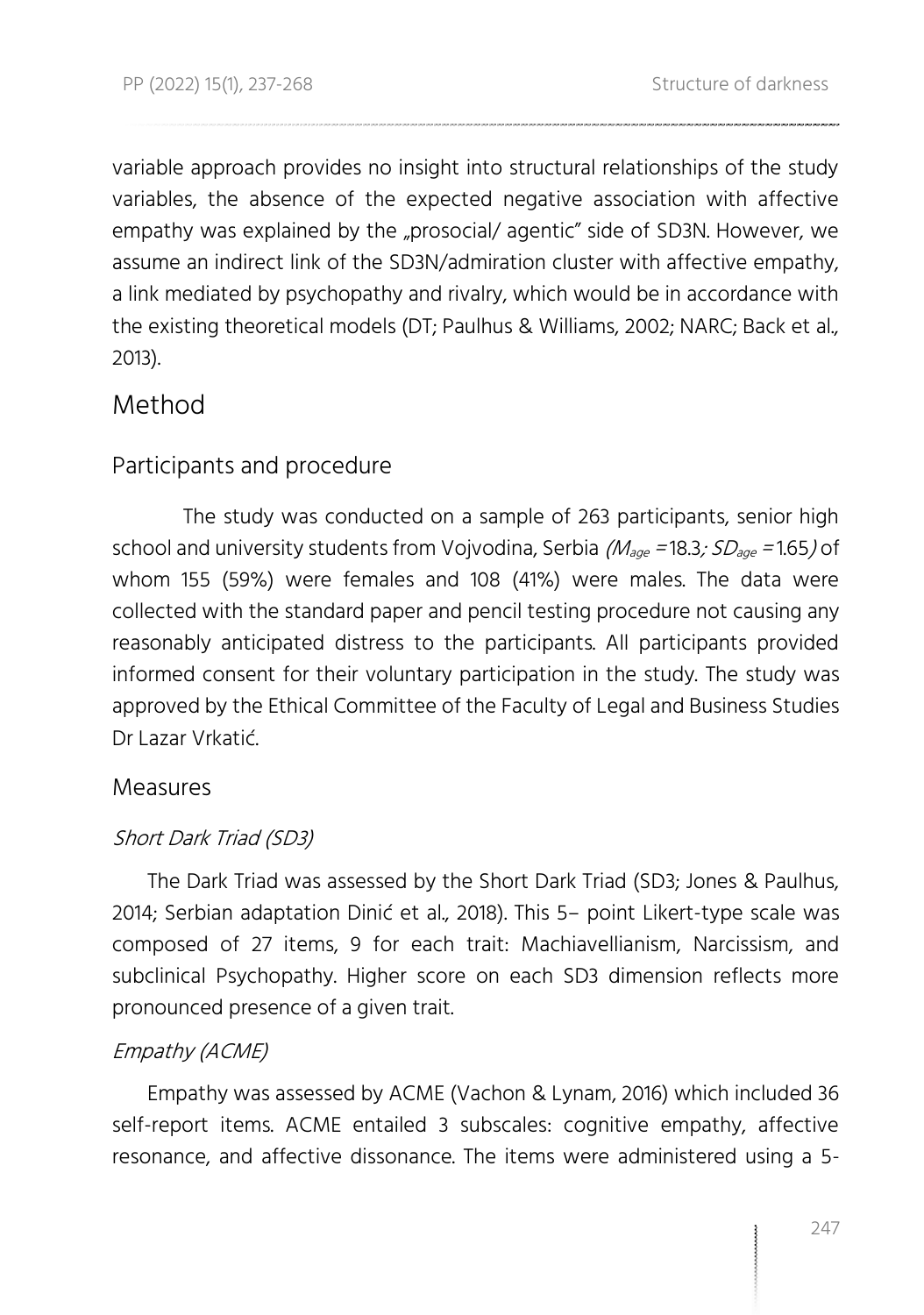variable approach provides no insight into structural relationships of the study variables, the absence of the expected negative association with affective empathy was explained by the „prosocial/ agentic" side of SD3N. However, we assume an indirect link of the SD3N/admiration cluster with affective empathy, a link mediated by psychopathy and rivalry, which would be in accordance with the existing theoretical models (DT; Paulhus & Williams, 2002; NARC; Back et al., 2013).

# Method

## Participants and procedure

The study was conducted on a sample of 263 participants, senior high school and university students from Vojvodina, Serbia *($M_{age}$ =18.3; $SD_{age}$ =1.65)* of whom 155 (59%) were females and 108 (41%) were males. The data were collected with the standard paper and pencil testing procedure not causing any reasonably anticipated distress to the participants. All participants provided informed consent for their voluntary participation in the study. The study was approved by the Ethical Committee of the Faculty of Legal and Business Studies Dr Lazar Vrkatić.

## Measures

### *Short Dark Triad (SD3)*

The Dark Triad was assessed by the Short Dark Triad (SD3; Jones & Paulhus, 2014; Serbian adaptation Dinić et al., 2018). This 5– point Likert-type scale was composed of 27 items, 9 for each trait: Machiavellianism, Narcissism, and subclinical Psychopathy. Higher score on each SD3 dimension reflects more pronounced presence of a given trait.

### *Empathy (ACME)*

Empathy was assessed by ACME (Vachon & Lynam, 2016) which included 36 self-report items. ACME entailed 3 subscales: cognitive empathy, affective resonance, and affective dissonance. The items were administered using a 5-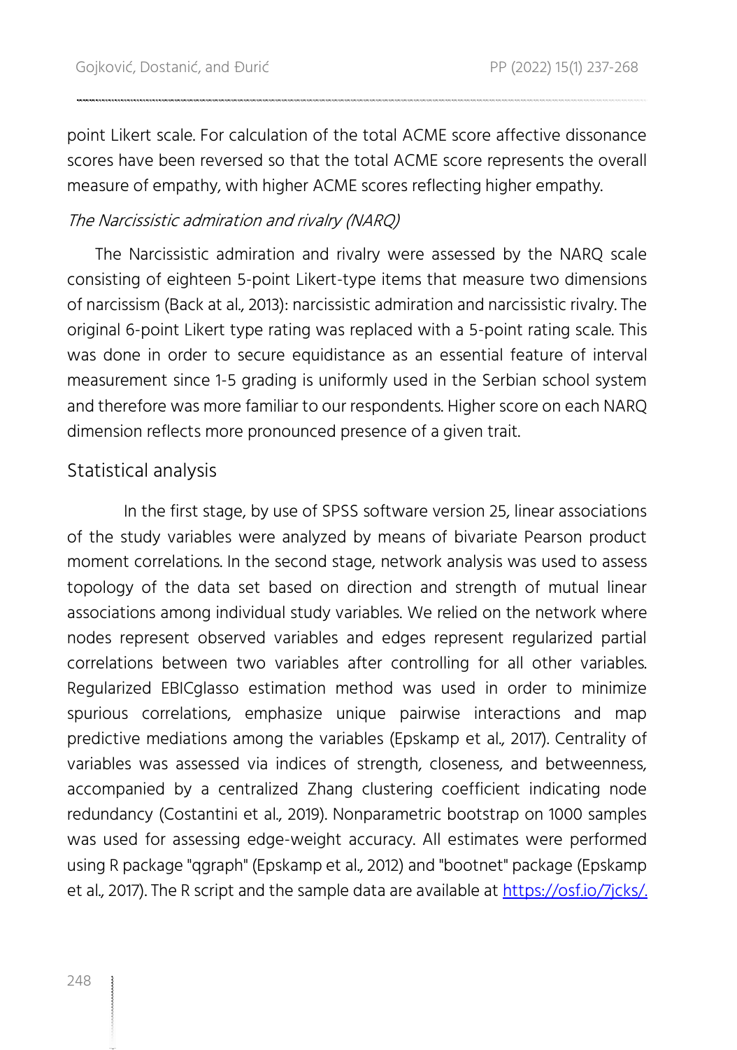point Likert scale. For calculation of the total ACME score affective dissonance scores have been reversed so that the total ACME score represents the overall measure of empathy, with higher ACME scores reflecting higher empathy.

### *The Narcissistic admiration and rivalry (NARQ)*

The Narcissistic admiration and rivalry were assessed by the NARQ scale consisting of eighteen 5-point Likert-type items that measure two dimensions of narcissism (Back at al., 2013): narcissistic admiration and narcissistic rivalry. The original 6-point Likert type rating was replaced with a 5-point rating scale. This was done in order to secure equidistance as an essential feature of interval measurement since 1-5 grading is uniformly used in the Serbian school system and therefore was more familiar to our respondents. Higher score on each NARQ dimension reflects more pronounced presence of a given trait.

## Statistical analysis

In the first stage, by use of SPSS software version 25, linear associations of the study variables were analyzed by means of bivariate Pearson product moment correlations. In the second stage, network analysis was used to assess topology of the data set based on direction and strength of mutual linear associations among individual study variables. We relied on the network where nodes represent observed variables and edges represent regularized partial correlations between two variables after controlling for all other variables. Regularized EBICglasso estimation method was used in order to minimize spurious correlations, emphasize unique pairwise interactions and map predictive mediations among the variables (Epskamp et al., 2017). Centrality of variables was assessed via indices of strength, closeness, and betweenness, accompanied by a centralized Zhang clustering coefficient indicating node redundancy (Costantini et al., 2019). Nonparametric bootstrap on 1000 samples was used for assessing edge-weight accuracy. All estimates were performed using R package "qgraph" (Epskamp et al., 2012) and "bootnet" package (Epskamp et al., 2017). The R script and the sample data are available at https://osf.io/7jcks/.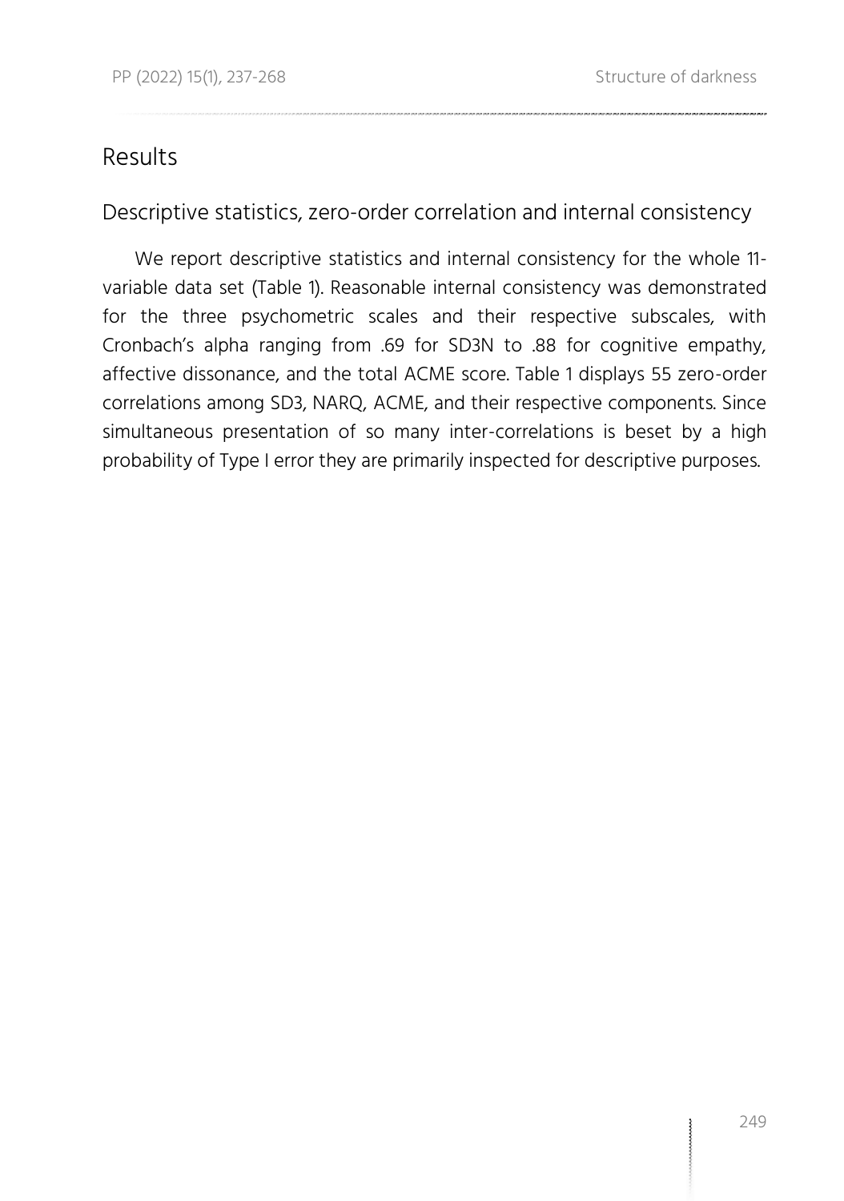## Results

### Descriptive statistics, zero-order correlation and internal consistency

We report descriptive statistics and internal consistency for the whole 11-variable data set (Table 1). Reasonable internal consistency was demonstrated for the three psychometric scales and their respective subscales, with Cronbach's alpha ranging from .69 for SD3N to .88 for cognitive empathy, affective dissonance, and the total ACME score. Table 1 displays 55 zero-order correlations among SD3, NARQ, ACME, and their respective components. Since simultaneous presentation of so many inter-correlations is beset by a high probability of Type I error they are primarily inspected for descriptive purposes.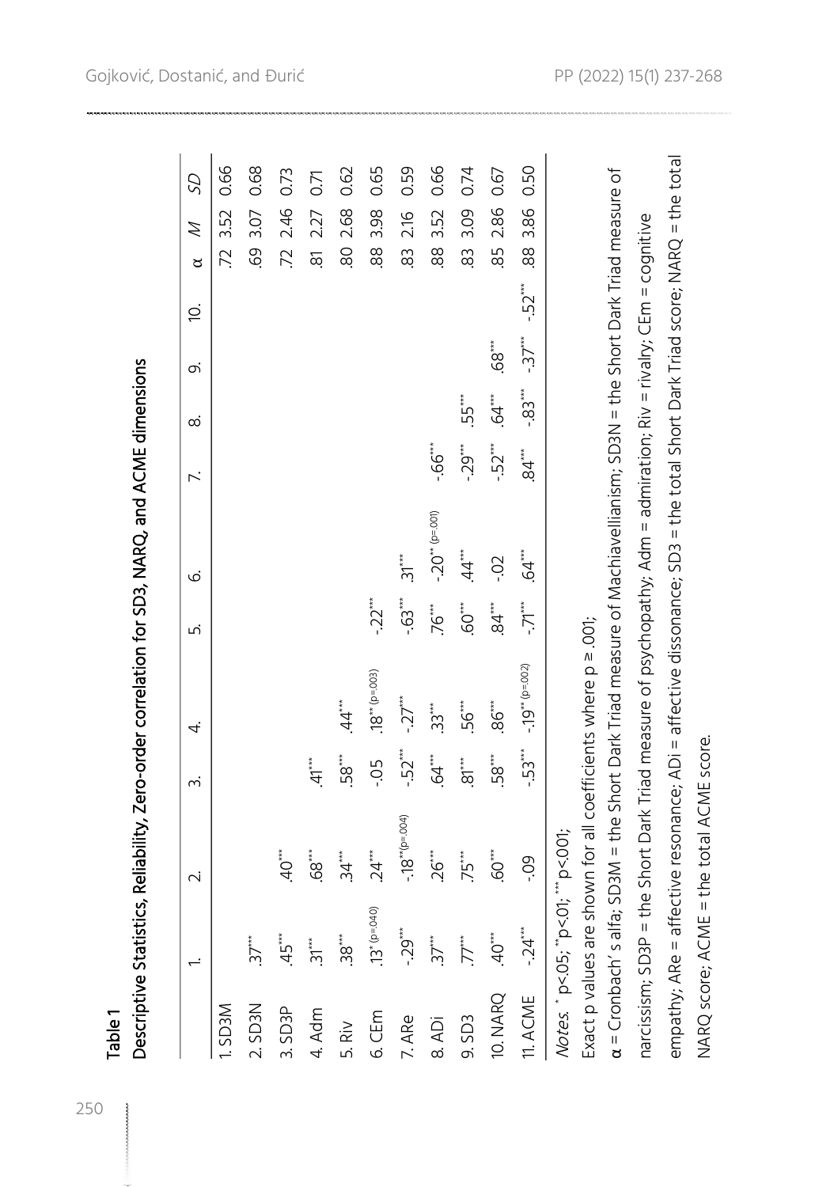**Table 1**

Descriptive Statistics, Reliability, Zero-order correlation for SD3, NARQ, and ACME dimensions

| | 1. | 2. | 3. | 4. | 5. | 6. | 7. | 8. | 9. | 10. | α | *M* | *SD* |
|---|---|---|---|---|---|---|---|---|---|---|---|---|---|
| 1. SD3M | | | | | | | | | | | .72 | 3.52 | 0.66 |
| 2. SD3N | .37*** | | | | | | | | | | .69 | 3.07 | 0.68 |
| 3. SD3P | .45*** | .40*** | | | | | | | | | .72 | 2.46 | 0.73 |
| 4. Adm | .31*** | .68*** | .41*** | | | | | | | | .81 | 2.27 | 0.71 |
| 5. Riv | .38*** | .34*** | .58*** | .44*** | | | | | | | .80 | 2.68 | 0.62 |
| 6. CEm | .13* (p=.040) | .24*** | -.05 | .18** (p=.003) | -.22*** | | | | | | .88 | 3.98 | 0.65 |
| 7. ARe | -.29*** | -.18** (p=.004) | -.52*** | -.27*** | -.63*** | .31*** | | | | | .83 | 2.16 | 0.59 |
| 8. ADi | .37*** | .26*** | .64*** | .33*** | .76*** | -.20** (p=.001) | -.66*** | | | | .88 | 3.52 | 0.66 |
| 9. SD3 | .77*** | .75*** | .81*** | .56*** | .60*** | .44*** | -.29*** | .55*** | | | .83 | 3.09 | 0.74 |
| 10. NARQ | .40*** | .60*** | .58*** | .86*** | .84*** | -.02 | -.52*** | .64*** | .68*** | | .85 | 2.86 | 0.67 |
| 11. ACME | -.24*** | -.09 | -.53*** | -.19** (p=.002) | -.71*** | .64*** | .84*** | -.83*** | -.37*** | -.52*** | .88 | 3.86 | 0.50 |

*Notes.* * p<.05; ** p<.01; *** p<.001;

Exact p values are shown for all coefficients where p ≥ .001;

α = Cronbach's alfa; SD3M = the Short Dark Triad measure of Machiavellianism; SD3N = the Short Dark Triad measure of narcissism; SD3P = the Short Dark Triad measure of psychopathy; Adm = admiration; Riv = rivalry; CEm = cognitive empathy; ARe = affective resonance; ADi = affective dissonance; SD3 = the total Short Dark Triad score; NARQ = the total NARQ score; ACME = the total ACME score.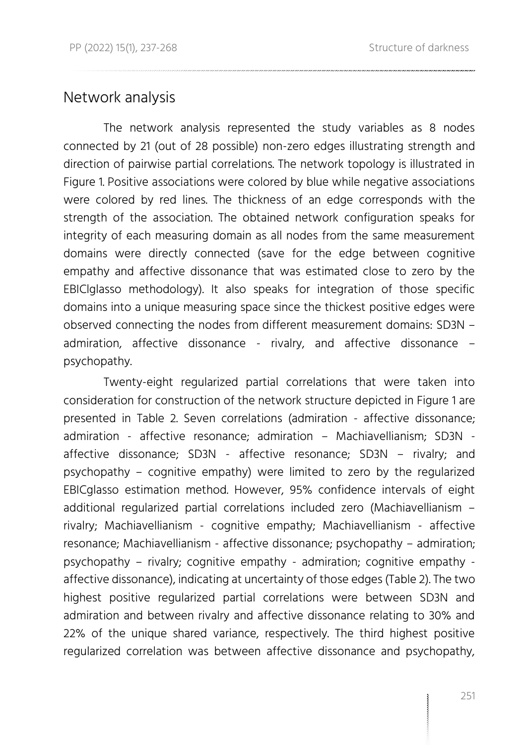## Network analysis

The network analysis represented the study variables as 8 nodes connected by 21 (out of 28 possible) non-zero edges illustrating strength and direction of pairwise partial correlations. The network topology is illustrated in Figure 1. Positive associations were colored by blue while negative associations were colored by red lines. The thickness of an edge corresponds with the strength of the association. The obtained network configuration speaks for integrity of each measuring domain as all nodes from the same measurement domains were directly connected (save for the edge between cognitive empathy and affective dissonance that was estimated close to zero by the EBIClglasso methodology). It also speaks for integration of those specific domains into a unique measuring space since the thickest positive edges were observed connecting the nodes from different measurement domains: SD3N – admiration, affective dissonance - rivalry, and affective dissonance – psychopathy.

Twenty-eight regularized partial correlations that were taken into consideration for construction of the network structure depicted in Figure 1 are presented in Table 2. Seven correlations (admiration - affective dissonance; admiration - affective resonance; admiration – Machiavellianism; SD3N - affective dissonance; SD3N - affective resonance; SD3N – rivalry; and psychopathy – cognitive empathy) were limited to zero by the regularized EBICglasso estimation method. However, 95% confidence intervals of eight additional regularized partial correlations included zero (Machiavellianism – rivalry; Machiavellianism - cognitive empathy; Machiavellianism - affective resonance; Machiavellianism - affective dissonance; psychopathy – admiration; psychopathy – rivalry; cognitive empathy - admiration; cognitive empathy - affective dissonance), indicating at uncertainty of those edges (Table 2). The two highest positive regularized partial correlations were between SD3N and admiration and between rivalry and affective dissonance relating to 30% and 22% of the unique shared variance, respectively. The third highest positive regularized correlation was between affective dissonance and psychopathy,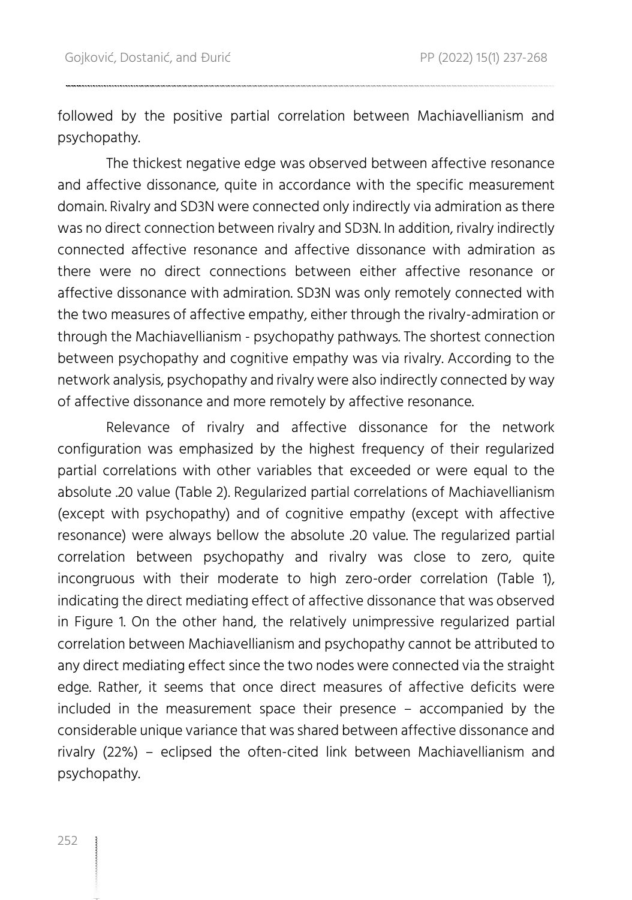followed by the positive partial correlation between Machiavellianism and psychopathy.

The thickest negative edge was observed between affective resonance and affective dissonance, quite in accordance with the specific measurement domain. Rivalry and SD3N were connected only indirectly via admiration as there was no direct connection between rivalry and SD3N. In addition, rivalry indirectly connected affective resonance and affective dissonance with admiration as there were no direct connections between either affective resonance or affective dissonance with admiration. SD3N was only remotely connected with the two measures of affective empathy, either through the rivalry-admiration or through the Machiavellianism - psychopathy pathways. The shortest connection between psychopathy and cognitive empathy was via rivalry. According to the network analysis, psychopathy and rivalry were also indirectly connected by way of affective dissonance and more remotely by affective resonance.

Relevance of rivalry and affective dissonance for the network configuration was emphasized by the highest frequency of their regularized partial correlations with other variables that exceeded or were equal to the absolute .20 value (Table 2). Regularized partial correlations of Machiavellianism (except with psychopathy) and of cognitive empathy (except with affective resonance) were always bellow the absolute .20 value. The regularized partial correlation between psychopathy and rivalry was close to zero, quite incongruous with their moderate to high zero-order correlation (Table 1), indicating the direct mediating effect of affective dissonance that was observed in Figure 1. On the other hand, the relatively unimpressive regularized partial correlation between Machiavellianism and psychopathy cannot be attributed to any direct mediating effect since the two nodes were connected via the straight edge. Rather, it seems that once direct measures of affective deficits were included in the measurement space their presence – accompanied by the considerable unique variance that was shared between affective dissonance and rivalry (22%) – eclipsed the often-cited link between Machiavellianism and psychopathy.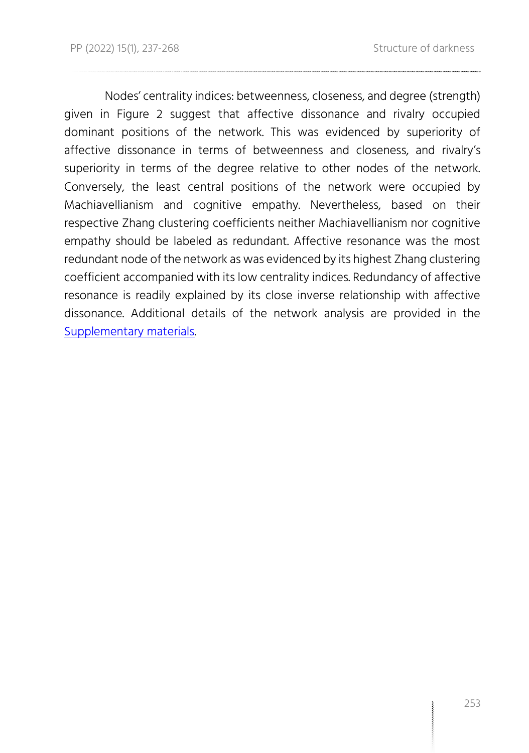Nodes' centrality indices: betweenness, closeness, and degree (strength) given in Figure 2 suggest that affective dissonance and rivalry occupied dominant positions of the network. This was evidenced by superiority of affective dissonance in terms of betweenness and closeness, and rivalry's superiority in terms of the degree relative to other nodes of the network. Conversely, the least central positions of the network were occupied by Machiavellianism and cognitive empathy. Nevertheless, based on their respective Zhang clustering coefficients neither Machiavellianism nor cognitive empathy should be labeled as redundant. Affective resonance was the most redundant node of the network as was evidenced by its highest Zhang clustering coefficient accompanied with its low centrality indices. Redundancy of affective resonance is readily explained by its close inverse relationship with affective dissonance. Additional details of the network analysis are provided in the Supplementary materials.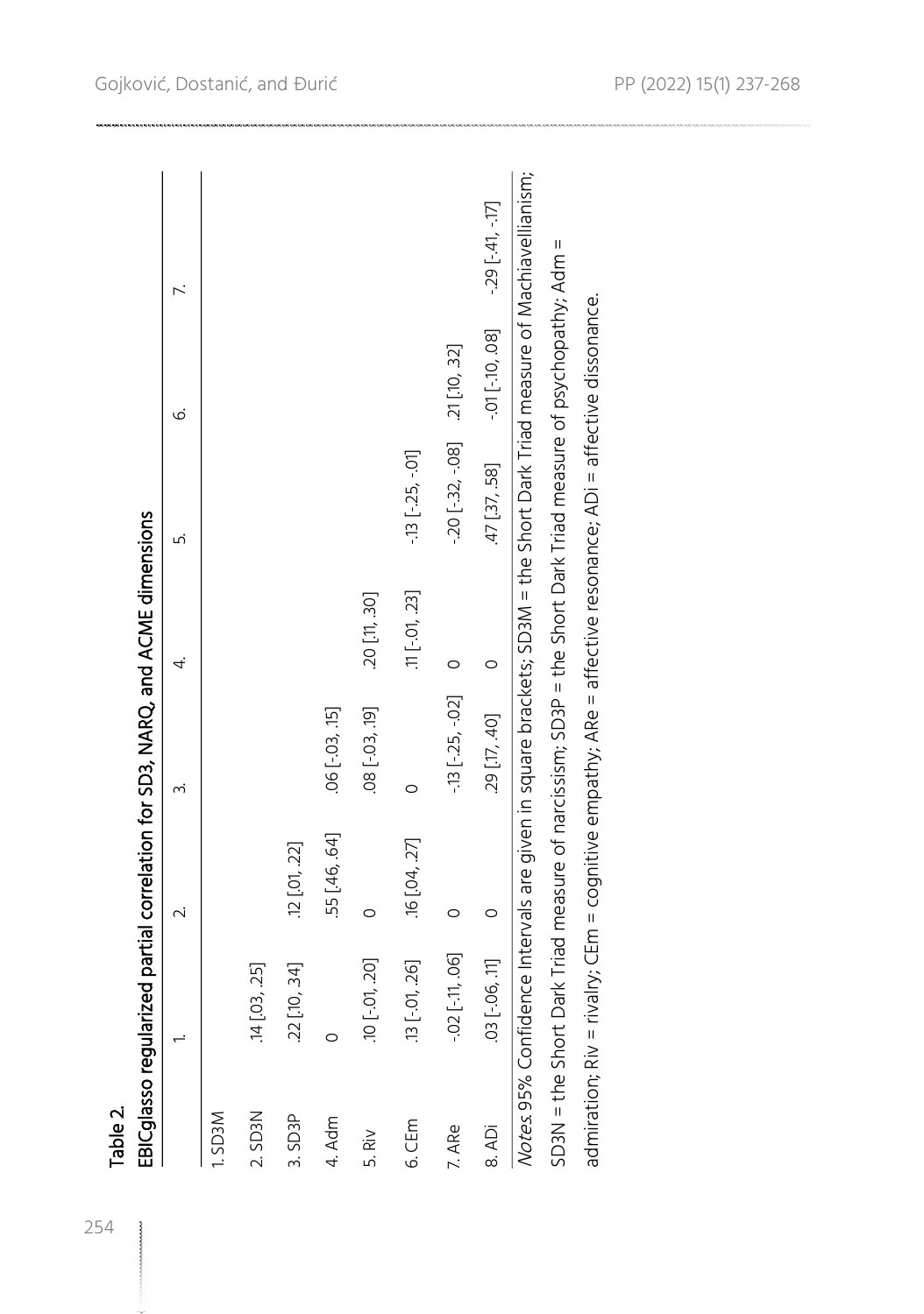Table 2.

EBICglasso regularized partial correlation for SD3, NARQ, and ACME dimensions

| | 1. | 2. | 3. | 4. | 5. | 6. | 7. |
|---|---|---|---|---|---|---|---|
| 1. SD3M | | | | | | | |
| 2. SD3N | .14 [.03, .25] | | | | | | |
| 3. SD3P | .22 [.10, .34] | .12 [.01, .22] | | | | | |
| 4. Adm | 0 | .55 [.46, .64] | .06 [-.03, .15] | | | | |
| 5. Riv | .10 [-.01, .20] | 0 | .08 [-.03, .19] | .20 [.11, .30] | | | |
| 6. CEm | .13 [-.01, .26] | .16 [.04, .27] | 0 | .11 [-.01, .23] | -.13 [-.25, -.01] | | |
| 7. ARe | -.02 [-.11, .06] | 0 | -.13 [-.25, -.02] | 0 | -.20 [-.32, -.08] | .21 [.10, .32] | |
| 8. ADi | .03 [-.06, .11] | 0 | .29 [.17, .40] | 0 | .47 [.37, .58] | -.01 [-.10, .08] | -.29 [-.41, -.17] |

*Notes.* 95% Confidence Intervals are given in square brackets; SD3M = the Short Dark Triad measure of Machiavellianism; SD3N = the Short Dark Triad measure of narcissism; SD3P = the Short Dark Triad measure of psychopathy; Adm = admiration; Riv = rivalry; CEm = cognitive empathy; ARe = affective resonance; ADi = affective dissonance.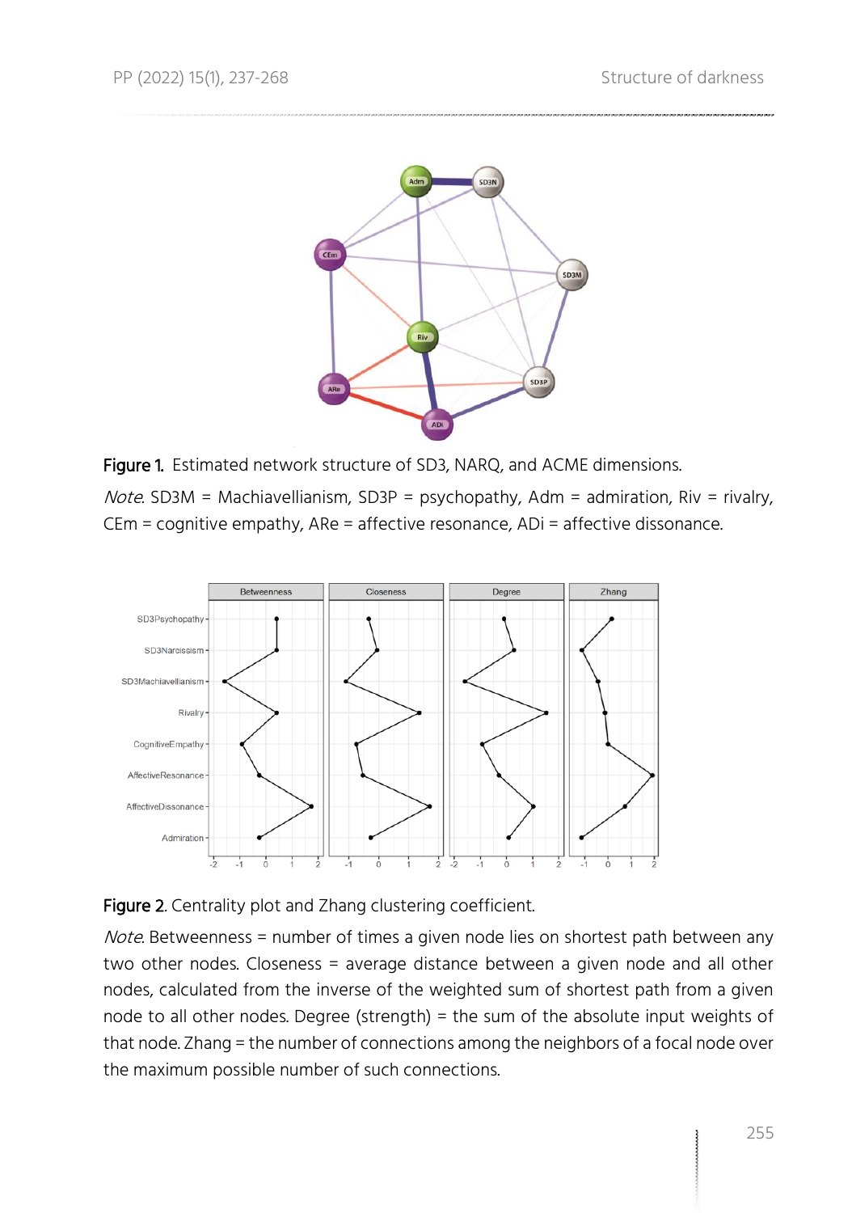**Figure 1.** Estimated network structure of SD3, NARQ, and ACME dimensions.

*Note.* SD3M = Machiavellianism, SD3P = psychopathy, Adm = admiration, Riv = rivalry, CEm = cognitive empathy, ARe = affective resonance, ADi = affective dissonance.

**Figure 2.** Centrality plot and Zhang clustering coefficient.

*Note.* Betweenness = number of times a given node lies on shortest path between any two other nodes. Closeness = average distance between a given node and all other nodes, calculated from the inverse of the weighted sum of shortest path from a given node to all other nodes. Degree (strength) = the sum of the absolute input weights of that node. Zhang = the number of connections among the neighbors of a focal node over the maximum possible number of such connections.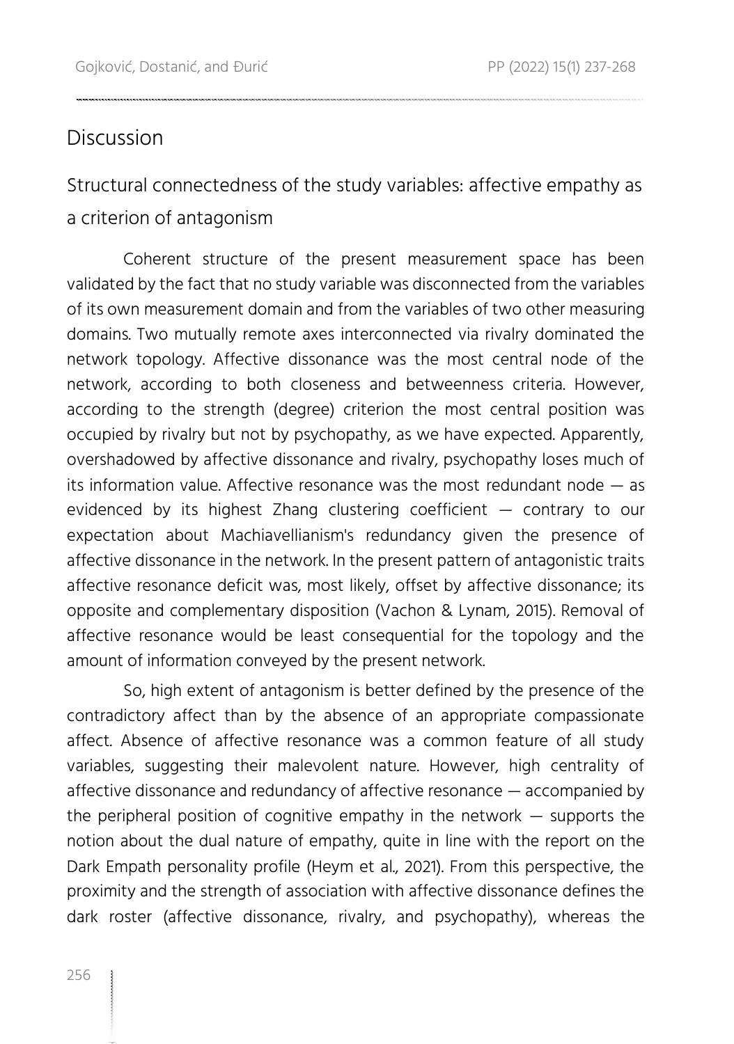## Discussion

### Structural connectedness of the study variables: affective empathy as a criterion of antagonism

Coherent structure of the present measurement space has been validated by the fact that no study variable was disconnected from the variables of its own measurement domain and from the variables of two other measuring domains. Two mutually remote axes interconnected via rivalry dominated the network topology. Affective dissonance was the most central node of the network, according to both closeness and betweenness criteria. However, according to the strength (degree) criterion the most central position was occupied by rivalry but not by psychopathy, as we have expected. Apparently, overshadowed by affective dissonance and rivalry, psychopathy loses much of its information value. Affective resonance was the most redundant node — as evidenced by its highest Zhang clustering coefficient — contrary to our expectation about Machiavellianism's redundancy given the presence of affective dissonance in the network. In the present pattern of antagonistic traits affective resonance deficit was, most likely, offset by affective dissonance; its opposite and complementary disposition (Vachon & Lynam, 2015). Removal of affective resonance would be least consequential for the topology and the amount of information conveyed by the present network.

So, high extent of antagonism is better defined by the presence of the contradictory affect than by the absence of an appropriate compassionate affect. Absence of affective resonance was a common feature of all study variables, suggesting their malevolent nature. However, high centrality of affective dissonance and redundancy of affective resonance — accompanied by the peripheral position of cognitive empathy in the network — supports the notion about the dual nature of empathy, quite in line with the report on the Dark Empath personality profile (Heym et al., 2021). From this perspective, the proximity and the strength of association with affective dissonance defines the dark roster (affective dissonance, rivalry, and psychopathy), whereas the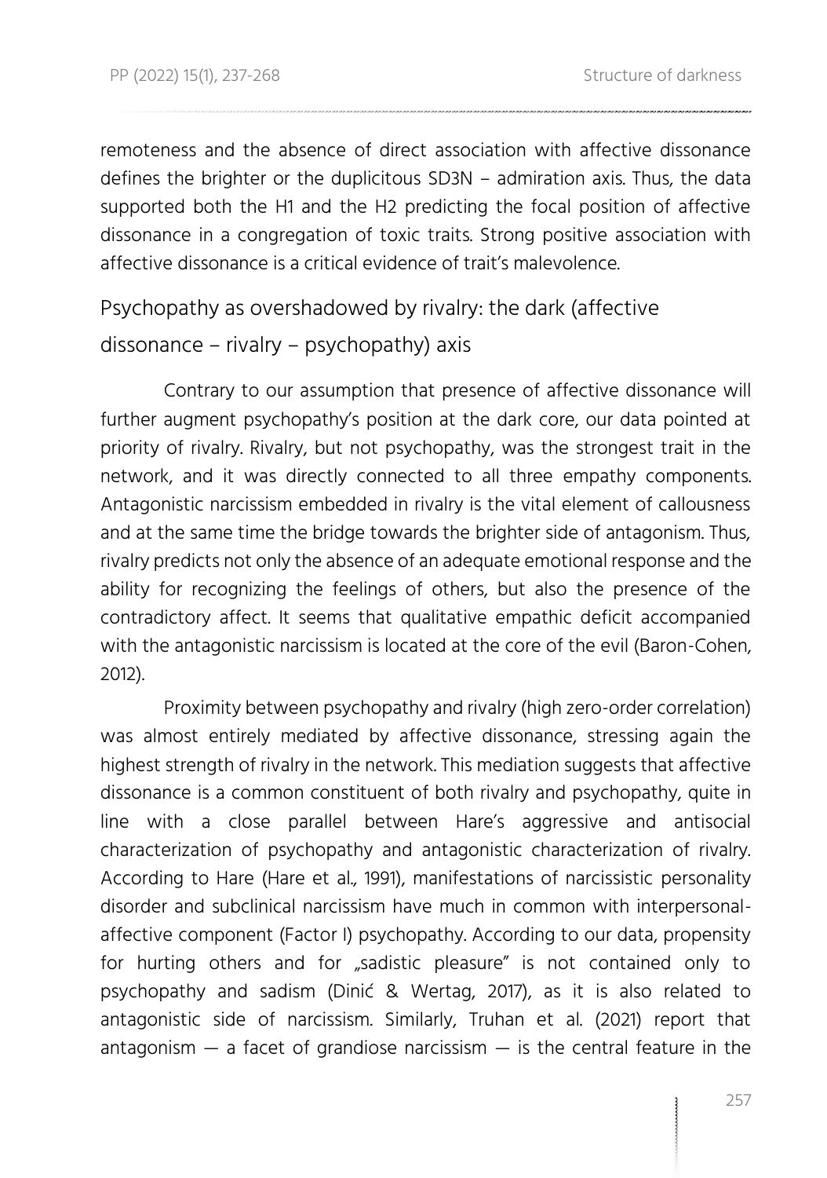remoteness and the absence of direct association with affective dissonance defines the brighter or the duplicitous SD3N – admiration axis. Thus, the data supported both the H1 and the H2 predicting the focal position of affective dissonance in a congregation of toxic traits. Strong positive association with affective dissonance is a critical evidence of trait's malevolence.

## Psychopathy as overshadowed by rivalry: the dark (affective dissonance – rivalry – psychopathy) axis

Contrary to our assumption that presence of affective dissonance will further augment psychopathy's position at the dark core, our data pointed at priority of rivalry. Rivalry, but not psychopathy, was the strongest trait in the network, and it was directly connected to all three empathy components. Antagonistic narcissism embedded in rivalry is the vital element of callousness and at the same time the bridge towards the brighter side of antagonism. Thus, rivalry predicts not only the absence of an adequate emotional response and the ability for recognizing the feelings of others, but also the presence of the contradictory affect. It seems that qualitative empathic deficit accompanied with the antagonistic narcissism is located at the core of the evil (Baron-Cohen, 2012).

Proximity between psychopathy and rivalry (high zero-order correlation) was almost entirely mediated by affective dissonance, stressing again the highest strength of rivalry in the network. This mediation suggests that affective dissonance is a common constituent of both rivalry and psychopathy, quite in line with a close parallel between Hare's aggressive and antisocial characterization of psychopathy and antagonistic characterization of rivalry. According to Hare (Hare et al., 1991), manifestations of narcissistic personality disorder and subclinical narcissism have much in common with interpersonal-affective component (Factor I) psychopathy. According to our data, propensity for hurting others and for „sadistic pleasure" is not contained only to psychopathy and sadism (Dinić & Wertag, 2017), as it is also related to antagonistic side of narcissism. Similarly, Truhan et al. (2021) report that antagonism — a facet of grandiose narcissism — is the central feature in the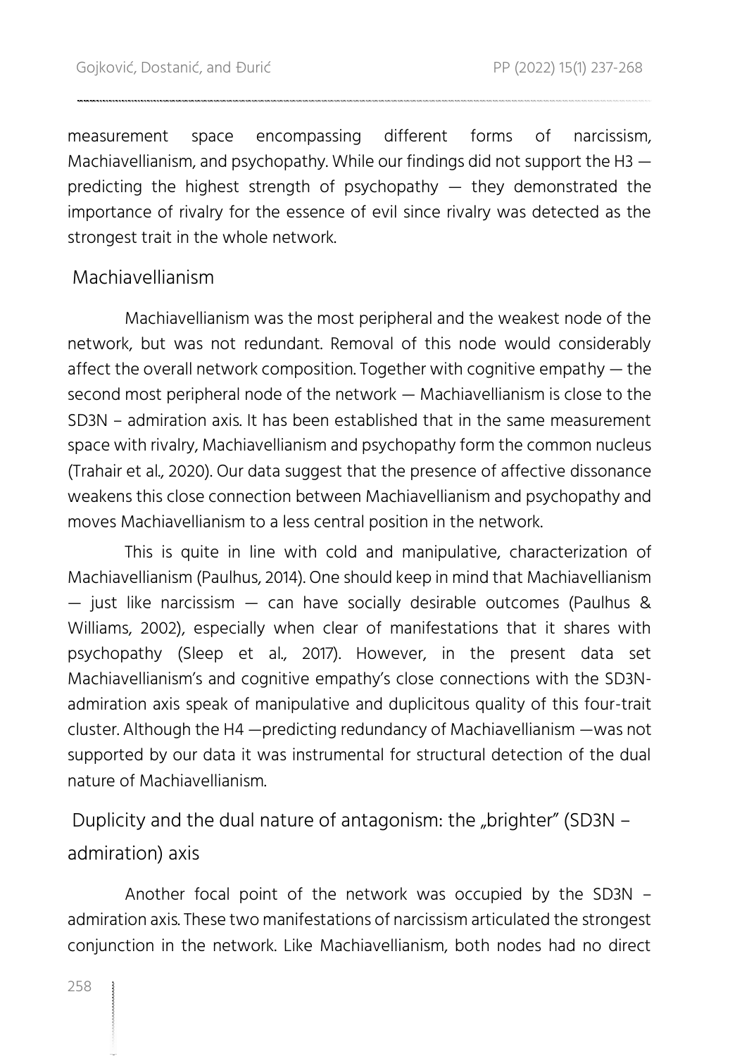measurement space encompassing different forms of narcissism, Machiavellianism, and psychopathy. While our findings did not support the H3 — predicting the highest strength of psychopathy — they demonstrated the importance of rivalry for the essence of evil since rivalry was detected as the strongest trait in the whole network.

## Machiavellianism

Machiavellianism was the most peripheral and the weakest node of the network, but was not redundant. Removal of this node would considerably affect the overall network composition. Together with cognitive empathy — the second most peripheral node of the network — Machiavellianism is close to the SD3N – admiration axis. It has been established that in the same measurement space with rivalry, Machiavellianism and psychopathy form the common nucleus (Trahair et al., 2020). Our data suggest that the presence of affective dissonance weakens this close connection between Machiavellianism and psychopathy and moves Machiavellianism to a less central position in the network.

This is quite in line with cold and manipulative, characterization of Machiavellianism (Paulhus, 2014). One should keep in mind that Machiavellianism — just like narcissism — can have socially desirable outcomes (Paulhus & Williams, 2002), especially when clear of manifestations that it shares with psychopathy (Sleep et al., 2017). However, in the present data set Machiavellianism's and cognitive empathy's close connections with the SD3N-admiration axis speak of manipulative and duplicitous quality of this four-trait cluster. Although the H4 —predicting redundancy of Machiavellianism —was not supported by our data it was instrumental for structural detection of the dual nature of Machiavellianism.

## Duplicity and the dual nature of antagonism: the „brighter" (SD3N – admiration) axis

Another focal point of the network was occupied by the SD3N – admiration axis. These two manifestations of narcissism articulated the strongest conjunction in the network. Like Machiavellianism, both nodes had no direct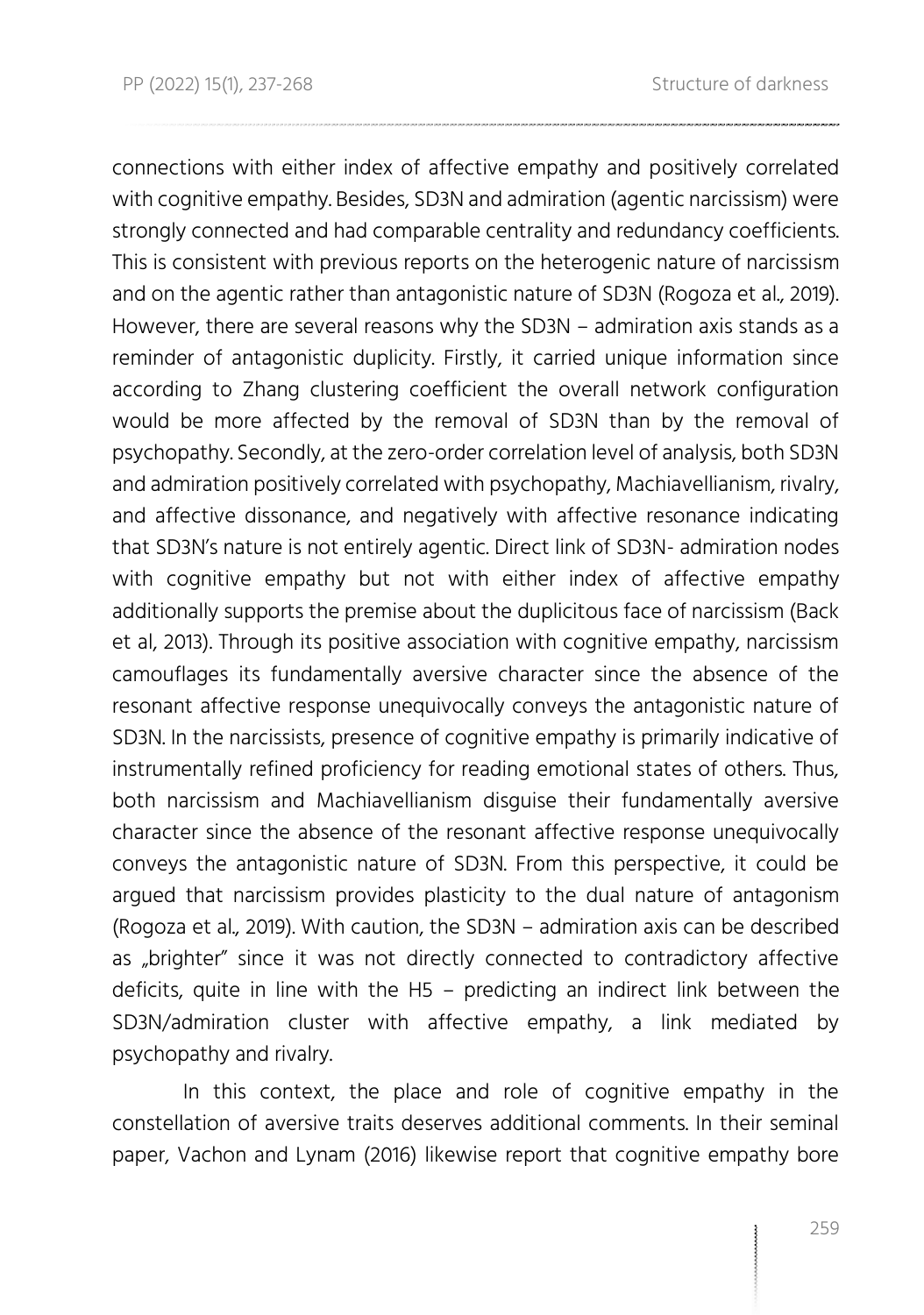connections with either index of affective empathy and positively correlated with cognitive empathy. Besides, SD3N and admiration (agentic narcissism) were strongly connected and had comparable centrality and redundancy coefficients. This is consistent with previous reports on the heterogenic nature of narcissism and on the agentic rather than antagonistic nature of SD3N (Rogoza et al., 2019). However, there are several reasons why the SD3N – admiration axis stands as a reminder of antagonistic duplicity. Firstly, it carried unique information since according to Zhang clustering coefficient the overall network configuration would be more affected by the removal of SD3N than by the removal of psychopathy. Secondly, at the zero-order correlation level of analysis, both SD3N and admiration positively correlated with psychopathy, Machiavellianism, rivalry, and affective dissonance, and negatively with affective resonance indicating that SD3N's nature is not entirely agentic. Direct link of SD3N- admiration nodes with cognitive empathy but not with either index of affective empathy additionally supports the premise about the duplicitous face of narcissism (Back et al, 2013). Through its positive association with cognitive empathy, narcissism camouflages its fundamentally aversive character since the absence of the resonant affective response unequivocally conveys the antagonistic nature of SD3N. In the narcissists, presence of cognitive empathy is primarily indicative of instrumentally refined proficiency for reading emotional states of others. Thus, both narcissism and Machiavellianism disguise their fundamentally aversive character since the absence of the resonant affective response unequivocally conveys the antagonistic nature of SD3N. From this perspective, it could be argued that narcissism provides plasticity to the dual nature of antagonism (Rogoza et al., 2019). With caution, the SD3N – admiration axis can be described as „brighter" since it was not directly connected to contradictory affective deficits, quite in line with the H5 – predicting an indirect link between the SD3N/admiration cluster with affective empathy, a link mediated by psychopathy and rivalry.

In this context, the place and role of cognitive empathy in the constellation of aversive traits deserves additional comments. In their seminal paper, Vachon and Lynam (2016) likewise report that cognitive empathy bore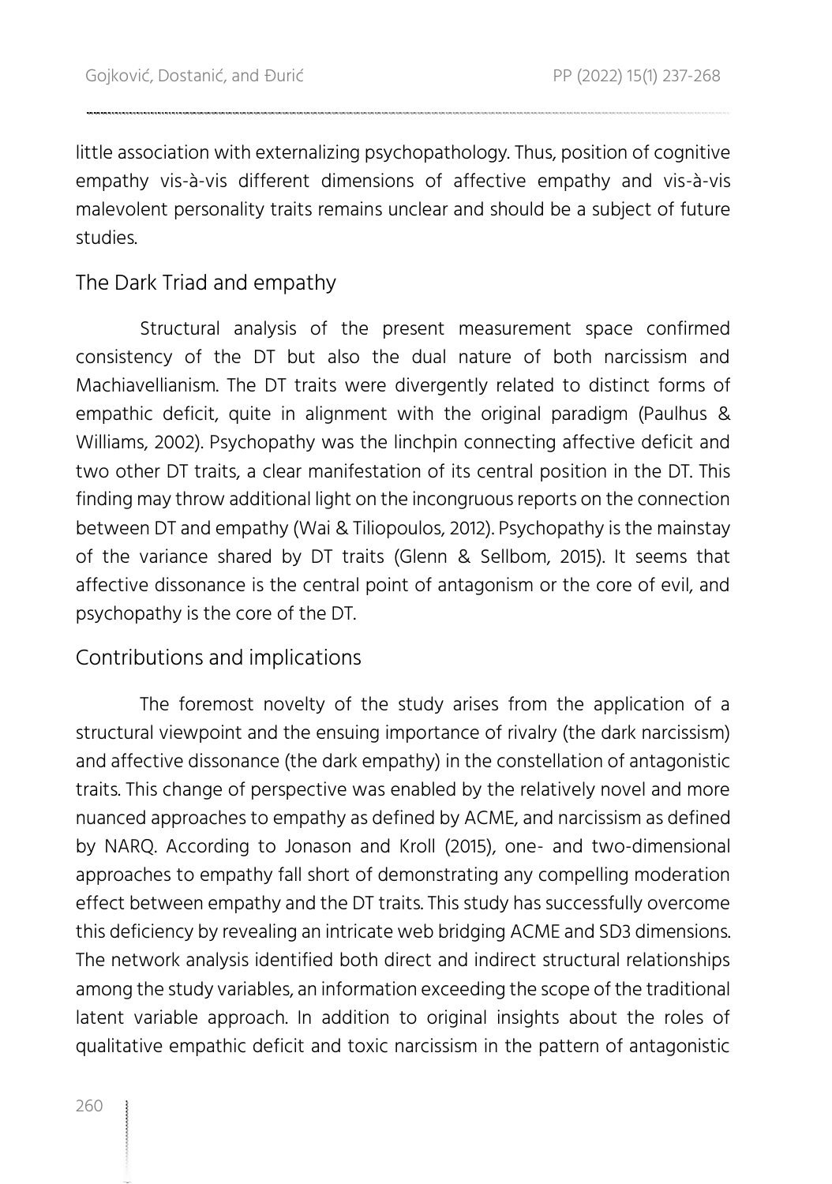little association with externalizing psychopathology. Thus, position of cognitive empathy vis-à-vis different dimensions of affective empathy and vis-à-vis malevolent personality traits remains unclear and should be a subject of future studies.

## The Dark Triad and empathy

Structural analysis of the present measurement space confirmed consistency of the DT but also the dual nature of both narcissism and Machiavellianism. The DT traits were divergently related to distinct forms of empathic deficit, quite in alignment with the original paradigm (Paulhus & Williams, 2002). Psychopathy was the linchpin connecting affective deficit and two other DT traits, a clear manifestation of its central position in the DT. This finding may throw additional light on the incongruous reports on the connection between DT and empathy (Wai & Tiliopoulos, 2012). Psychopathy is the mainstay of the variance shared by DT traits (Glenn & Sellbom, 2015). It seems that affective dissonance is the central point of antagonism or the core of evil, and psychopathy is the core of the DT.

## Contributions and implications

The foremost novelty of the study arises from the application of a structural viewpoint and the ensuing importance of rivalry (the dark narcissism) and affective dissonance (the dark empathy) in the constellation of antagonistic traits. This change of perspective was enabled by the relatively novel and more nuanced approaches to empathy as defined by ACME, and narcissism as defined by NARQ. According to Jonason and Kroll (2015), one- and two-dimensional approaches to empathy fall short of demonstrating any compelling moderation effect between empathy and the DT traits. This study has successfully overcome this deficiency by revealing an intricate web bridging ACME and SD3 dimensions. The network analysis identified both direct and indirect structural relationships among the study variables, an information exceeding the scope of the traditional latent variable approach. In addition to original insights about the roles of qualitative empathic deficit and toxic narcissism in the pattern of antagonistic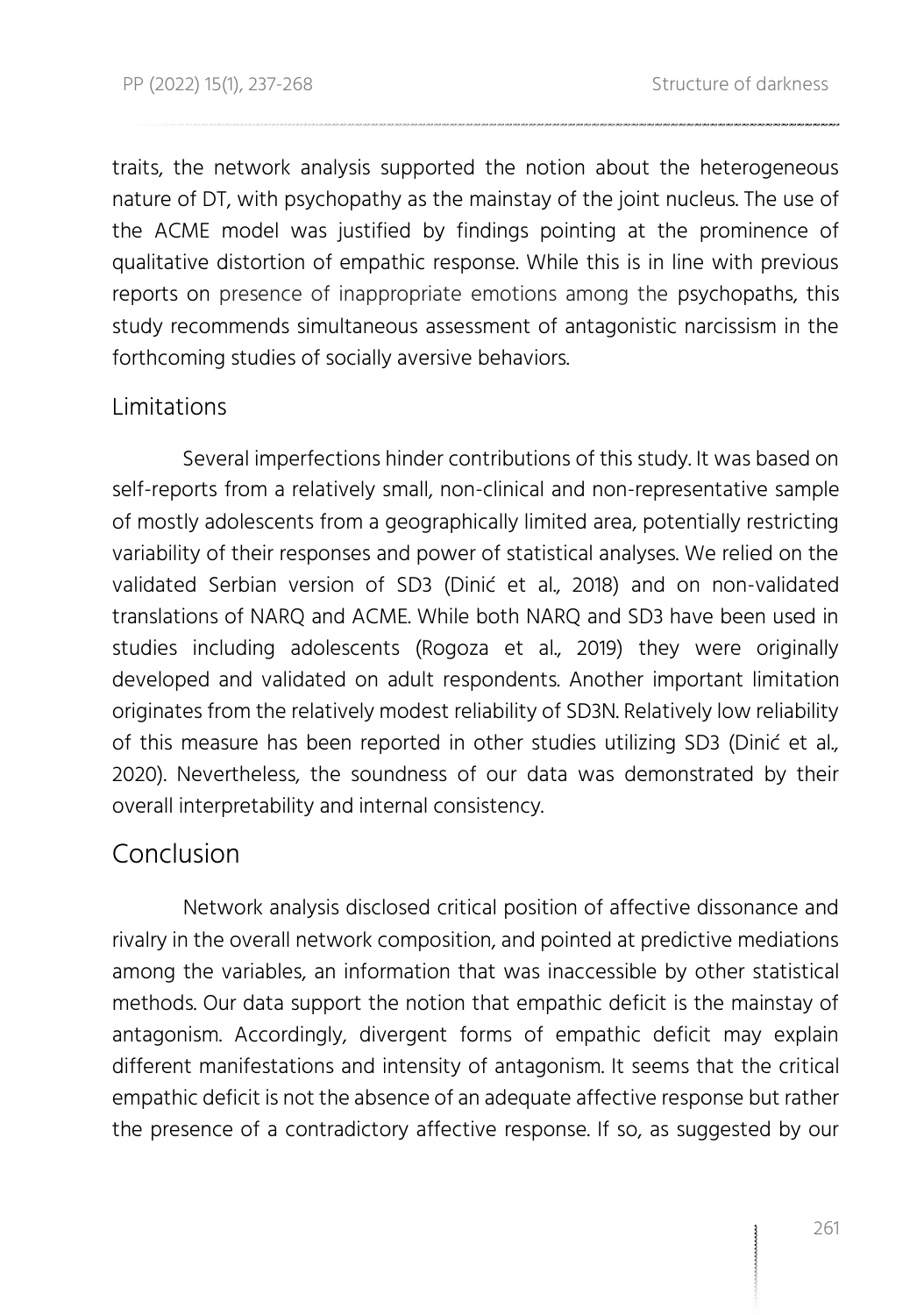traits, the network analysis supported the notion about the heterogeneous nature of DT, with psychopathy as the mainstay of the joint nucleus. The use of the ACME model was justified by findings pointing at the prominence of qualitative distortion of empathic response. While this is in line with previous reports on presence of inappropriate emotions among the psychopaths, this study recommends simultaneous assessment of antagonistic narcissism in the forthcoming studies of socially aversive behaviors.

## Limitations

Several imperfections hinder contributions of this study. It was based on self-reports from a relatively small, non-clinical and non-representative sample of mostly adolescents from a geographically limited area, potentially restricting variability of their responses and power of statistical analyses. We relied on the validated Serbian version of SD3 (Dinić et al., 2018) and on non-validated translations of NARQ and ACME. While both NARQ and SD3 have been used in studies including adolescents (Rogoza et al., 2019) they were originally developed and validated on adult respondents. Another important limitation originates from the relatively modest reliability of SD3N. Relatively low reliability of this measure has been reported in other studies utilizing SD3 (Dinić et al., 2020). Nevertheless, the soundness of our data was demonstrated by their overall interpretability and internal consistency.

## Conclusion

Network analysis disclosed critical position of affective dissonance and rivalry in the overall network composition, and pointed at predictive mediations among the variables, an information that was inaccessible by other statistical methods. Our data support the notion that empathic deficit is the mainstay of antagonism. Accordingly, divergent forms of empathic deficit may explain different manifestations and intensity of antagonism. It seems that the critical empathic deficit is not the absence of an adequate affective response but rather the presence of a contradictory affective response. If so, as suggested by our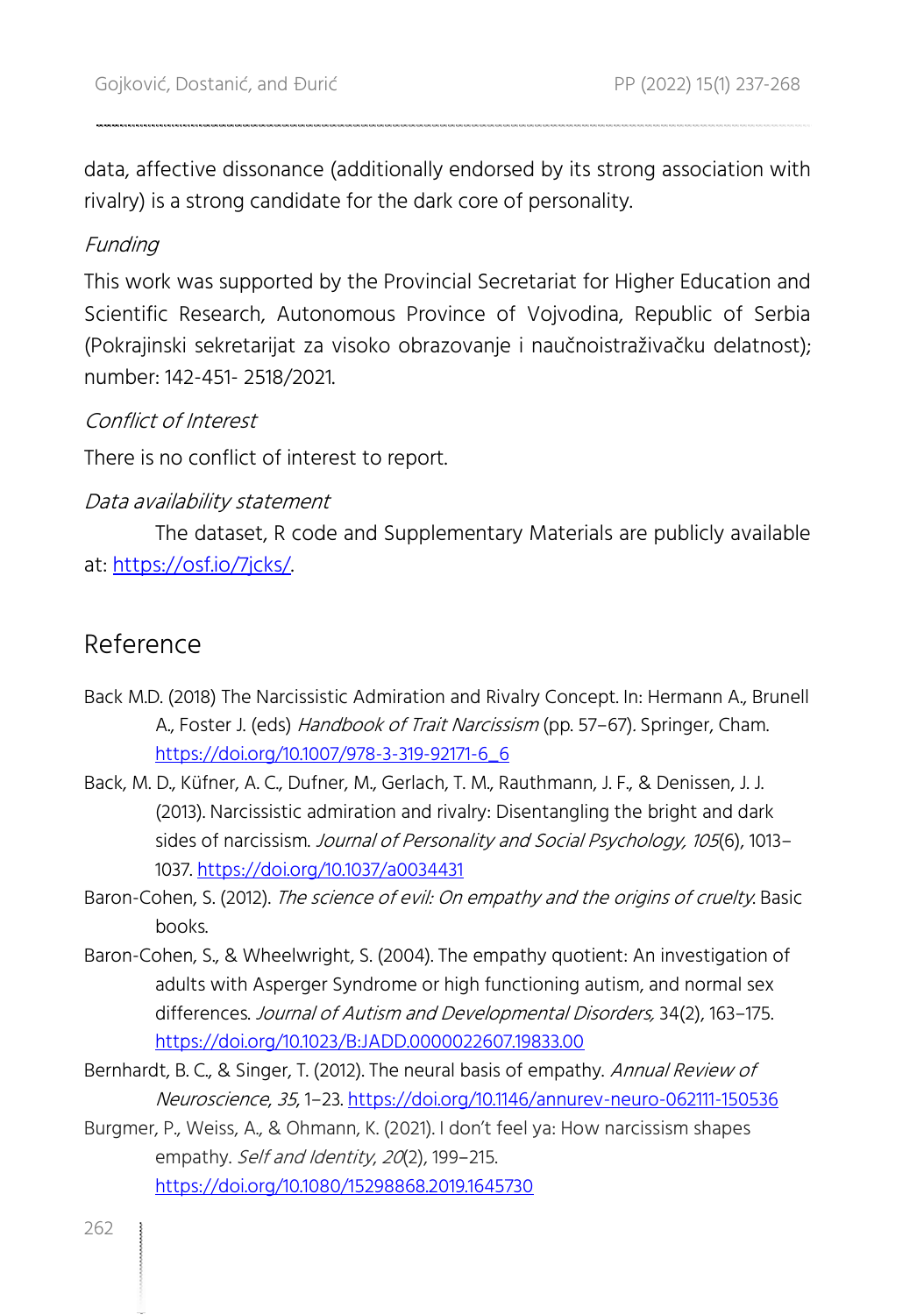data, affective dissonance (additionally endorsed by its strong association with rivalry) is a strong candidate for the dark core of personality.

*Funding*

This work was supported by the Provincial Secretariat for Higher Education and Scientific Research, Autonomous Province of Vojvodina, Republic of Serbia (Pokrajinski sekretarijat za visoko obrazovanje i naučnoistraživačku delatnost); number: 142-451- 2518/2021.

*Conflict of Interest*

There is no conflict of interest to report.

*Data availability statement*

The dataset, R code and Supplementary Materials are publicly available at: https://osf.io/7jcks/.

## Reference

Back M.D. (2018) The Narcissistic Admiration and Rivalry Concept. In: Hermann A., Brunell A., Foster J. (eds) *Handbook of Trait Narcissism* (pp. 57–67). Springer, Cham. https://doi.org/10.1007/978-3-319-92171-6_6

Back, M. D., Küfner, A. C., Dufner, M., Gerlach, T. M., Rauthmann, J. F., & Denissen, J. J. (2013). Narcissistic admiration and rivalry: Disentangling the bright and dark sides of narcissism. *Journal of Personality and Social Psychology, 105*(6), 1013–1037. https://doi.org/10.1037/a0034431

Baron-Cohen, S. (2012). *The science of evil: On empathy and the origins of cruelty.* Basic books.

Baron-Cohen, S., & Wheelwright, S. (2004). The empathy quotient: An investigation of adults with Asperger Syndrome or high functioning autism, and normal sex differences. *Journal of Autism and Developmental Disorders,* 34(2), 163–175. https://doi.org/10.1023/B:JADD.0000022607.19833.00

Bernhardt, B. C., & Singer, T. (2012). The neural basis of empathy. *Annual Review of Neuroscience*, *35*, 1–23. https://doi.org/10.1146/annurev-neuro-062111-150536

Burgmer, P., Weiss, A., & Ohmann, K. (2021). I don't feel ya: How narcissism shapes empathy. *Self and Identity*, *20*(2), 199–215. https://doi.org/10.1080/15298868.2019.1645730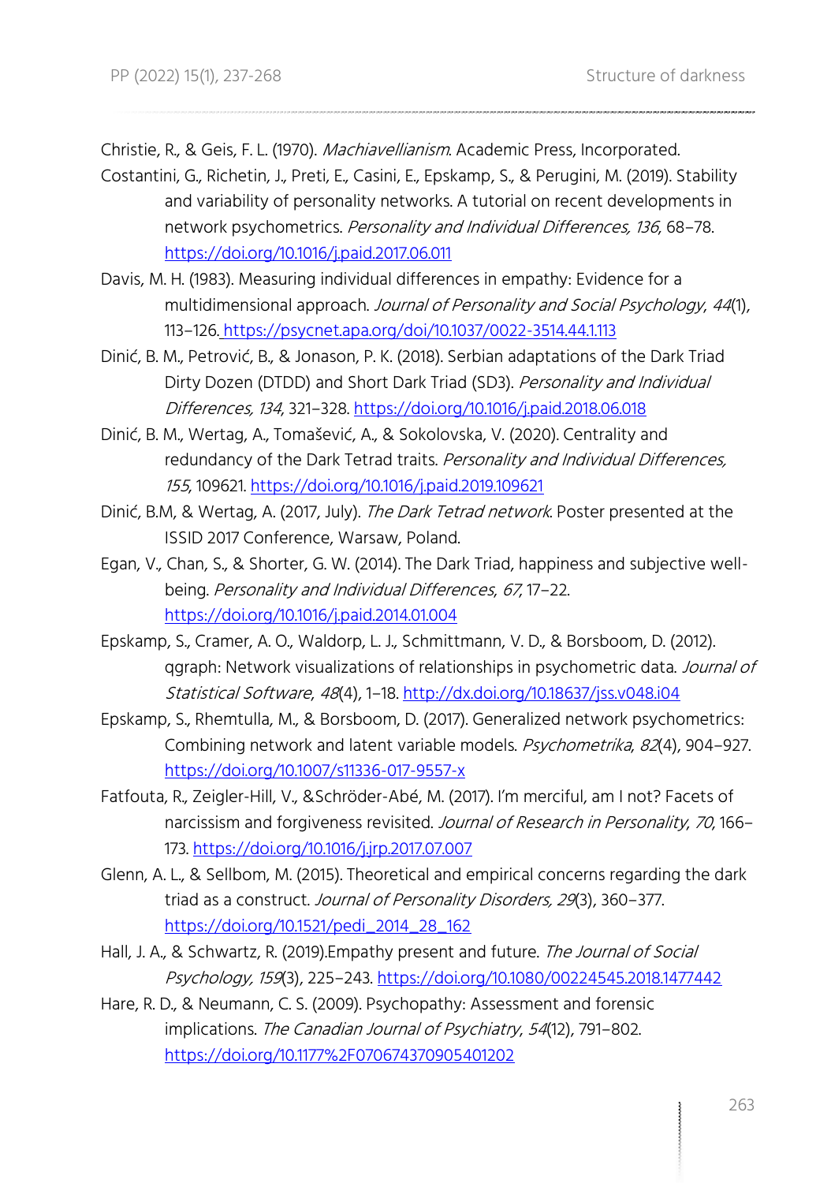Christie, R., & Geis, F. L. (1970). *Machiavellianism*. Academic Press, Incorporated.

Costantini, G., Richetin, J., Preti, E., Casini, E., Epskamp, S., & Perugini, M. (2019). Stability and variability of personality networks. A tutorial on recent developments in network psychometrics. *Personality and Individual Differences, 136*, 68–78. https://doi.org/10.1016/j.paid.2017.06.011

Davis, M. H. (1983). Measuring individual differences in empathy: Evidence for a multidimensional approach. *Journal of Personality and Social Psychology*, *44*(1), 113–126. https://psycnet.apa.org/doi/10.1037/0022-3514.44.1.113

Dinić, B. M., Petrović, B., & Jonason, P. K. (2018). Serbian adaptations of the Dark Triad Dirty Dozen (DTDD) and Short Dark Triad (SD3). *Personality and Individual Differences, 134*, 321–328. https://doi.org/10.1016/j.paid.2018.06.018

Dinić, B. M., Wertag, A., Tomašević, A., & Sokolovska, V. (2020). Centrality and redundancy of the Dark Tetrad traits. *Personality and Individual Differences, 155*, 109621. https://doi.org/10.1016/j.paid.2019.109621

Dinić, B.M, & Wertag, A. (2017, July). *The Dark Tetrad network*. Poster presented at the ISSID 2017 Conference, Warsaw, Poland.

Egan, V., Chan, S., & Shorter, G. W. (2014). The Dark Triad, happiness and subjective well-being. *Personality and Individual Differences*, *67*, 17–22. https://doi.org/10.1016/j.paid.2014.01.004

Epskamp, S., Cramer, A. O., Waldorp, L. J., Schmittmann, V. D., & Borsboom, D. (2012). qgraph: Network visualizations of relationships in psychometric data. *Journal of Statistical Software*, *48*(4), 1–18. http://dx.doi.org/10.18637/jss.v048.i04

Epskamp, S., Rhemtulla, M., & Borsboom, D. (2017). Generalized network psychometrics: Combining network and latent variable models. *Psychometrika*, *82*(4), 904–927. https://doi.org/10.1007/s11336-017-9557-x

Fatfouta, R., Zeigler-Hill, V., &Schröder-Abé, M. (2017). I'm merciful, am I not? Facets of narcissism and forgiveness revisited. *Journal of Research in Personality*, *70*, 166–173. https://doi.org/10.1016/j.jrp.2017.07.007

Glenn, A. L., & Sellbom, M. (2015). Theoretical and empirical concerns regarding the dark triad as a construct. *Journal of Personality Disorders, 29*(3), 360–377. https://doi.org/10.1521/pedi_2014_28_162

Hall, J. A., & Schwartz, R. (2019).Empathy present and future. *The Journal of Social Psychology, 159*(3), 225–243. https://doi.org/10.1080/00224545.2018.1477442

Hare, R. D., & Neumann, C. S. (2009). Psychopathy: Assessment and forensic implications. *The Canadian Journal of Psychiatry*, *54*(12), 791–802. https://doi.org/10.1177%2F070674370905401202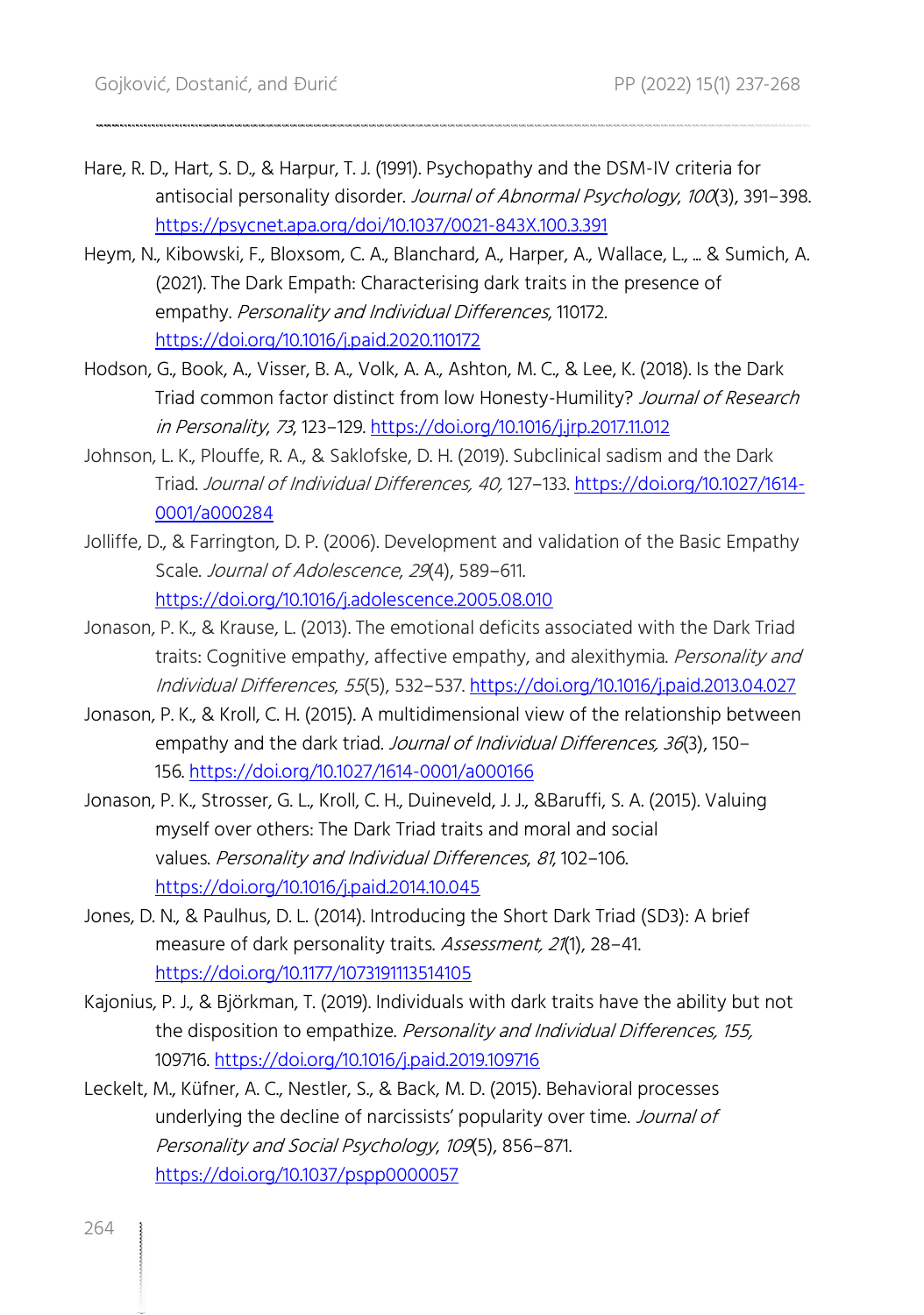Hare, R. D., Hart, S. D., & Harpur, T. J. (1991). Psychopathy and the DSM-IV criteria for antisocial personality disorder. *Journal of Abnormal Psychology*, *100*(3), 391–398. https://psycnet.apa.org/doi/10.1037/0021-843X.100.3.391

Heym, N., Kibowski, F., Bloxsom, C. A., Blanchard, A., Harper, A., Wallace, L., ... & Sumich, A. (2021). The Dark Empath: Characterising dark traits in the presence of empathy. *Personality and Individual Differences*, 110172. https://doi.org/10.1016/j.paid.2020.110172

Hodson, G., Book, A., Visser, B. A., Volk, A. A., Ashton, M. C., & Lee, K. (2018). Is the Dark Triad common factor distinct from low Honesty-Humility? *Journal of Research in Personality*, *73*, 123–129. https://doi.org/10.1016/j.jrp.2017.11.012

Johnson, L. K., Plouffe, R. A., & Saklofske, D. H. (2019). Subclinical sadism and the Dark Triad. *Journal of Individual Differences, 40,* 127–133. https://doi.org/10.1027/1614-0001/a000284

Jolliffe, D., & Farrington, D. P. (2006). Development and validation of the Basic Empathy Scale. *Journal of Adolescence*, *29*(4), 589–611. https://doi.org/10.1016/j.adolescence.2005.08.010

Jonason, P. K., & Krause, L. (2013). The emotional deficits associated with the Dark Triad traits: Cognitive empathy, affective empathy, and alexithymia. *Personality and Individual Differences*, *55*(5), 532–537. https://doi.org/10.1016/j.paid.2013.04.027

Jonason, P. K., & Kroll, C. H. (2015). A multidimensional view of the relationship between empathy and the dark triad. *Journal of Individual Differences, 36*(3), 150–156. https://doi.org/10.1027/1614-0001/a000166

Jonason, P. K., Strosser, G. L., Kroll, C. H., Duineveld, J. J., &Baruffi, S. A. (2015). Valuing myself over others: The Dark Triad traits and moral and social values. *Personality and Individual Differences*, *81*, 102–106. https://doi.org/10.1016/j.paid.2014.10.045

Jones, D. N., & Paulhus, D. L. (2014). Introducing the Short Dark Triad (SD3): A brief measure of dark personality traits. *Assessment, 21*(1), 28–41. https://doi.org/10.1177/1073191113514105

Kajonius, P. J., & Björkman, T. (2019). Individuals with dark traits have the ability but not the disposition to empathize. *Personality and Individual Differences, 155,* 109716. https://doi.org/10.1016/j.paid.2019.109716

Leckelt, M., Küfner, A. C., Nestler, S., & Back, M. D. (2015). Behavioral processes underlying the decline of narcissists' popularity over time. *Journal of Personality and Social Psychology*, *109*(5), 856–871. https://doi.org/10.1037/pspp0000057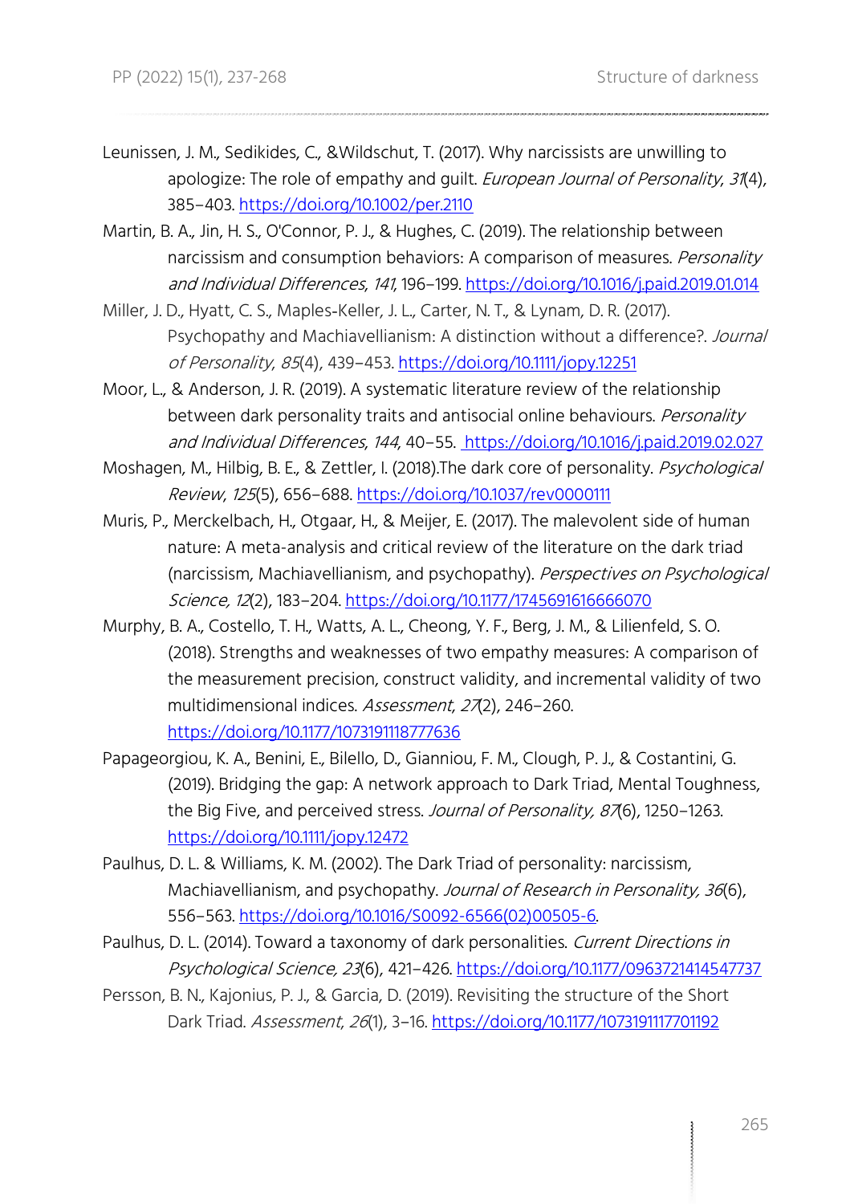Leunissen, J. M., Sedikides, C., &Wildschut, T. (2017). Why narcissists are unwilling to apologize: The role of empathy and guilt. *European Journal of Personality*, *31*(4), 385–403. https://doi.org/10.1002/per.2110

Martin, B. A., Jin, H. S., O'Connor, P. J., & Hughes, C. (2019). The relationship between narcissism and consumption behaviors: A comparison of measures. *Personality and Individual Differences*, *141*, 196–199. https://doi.org/10.1016/j.paid.2019.01.014

Miller, J. D., Hyatt, C. S., Maples-Keller, J. L., Carter, N. T., & Lynam, D. R. (2017). Psychopathy and Machiavellianism: A distinction without a difference?. *Journal of Personality*, *85*(4), 439–453. https://doi.org/10.1111/jopy.12251

Moor, L., & Anderson, J. R. (2019). A systematic literature review of the relationship between dark personality traits and antisocial online behaviours. *Personality and Individual Differences*, *144*, 40–55. https://doi.org/10.1016/j.paid.2019.02.027

Moshagen, M., Hilbig, B. E., & Zettler, I. (2018).The dark core of personality. *Psychological Review*, *125*(5), 656–688. https://doi.org/10.1037/rev0000111

Muris, P., Merckelbach, H., Otgaar, H., & Meijer, E. (2017). The malevolent side of human nature: A meta-analysis and critical review of the literature on the dark triad (narcissism, Machiavellianism, and psychopathy). *Perspectives on Psychological Science*, *12*(2), 183–204. https://doi.org/10.1177/1745691616666070

Murphy, B. A., Costello, T. H., Watts, A. L., Cheong, Y. F., Berg, J. M., & Lilienfeld, S. O. (2018). Strengths and weaknesses of two empathy measures: A comparison of the measurement precision, construct validity, and incremental validity of two multidimensional indices. *Assessment*, *27*(2), 246–260. https://doi.org/10.1177/1073191118777636

Papageorgiou, K. A., Benini, E., Bilello, D., Gianniou, F. M., Clough, P. J., & Costantini, G. (2019). Bridging the gap: A network approach to Dark Triad, Mental Toughness, the Big Five, and perceived stress. *Journal of Personality*, *87*(6), 1250–1263. https://doi.org/10.1111/jopy.12472

Paulhus, D. L. & Williams, K. M. (2002). The Dark Triad of personality: narcissism, Machiavellianism, and psychopathy. *Journal of Research in Personality*, *36*(6), 556–563. https://doi.org/10.1016/S0092-6566(02)00505-6.

Paulhus, D. L. (2014). Toward a taxonomy of dark personalities. *Current Directions in Psychological Science*, *23*(6), 421–426. https://doi.org/10.1177/0963721414547737

Persson, B. N., Kajonius, P. J., & Garcia, D. (2019). Revisiting the structure of the Short Dark Triad. *Assessment*, *26*(1), 3–16. https://doi.org/10.1177/1073191117701192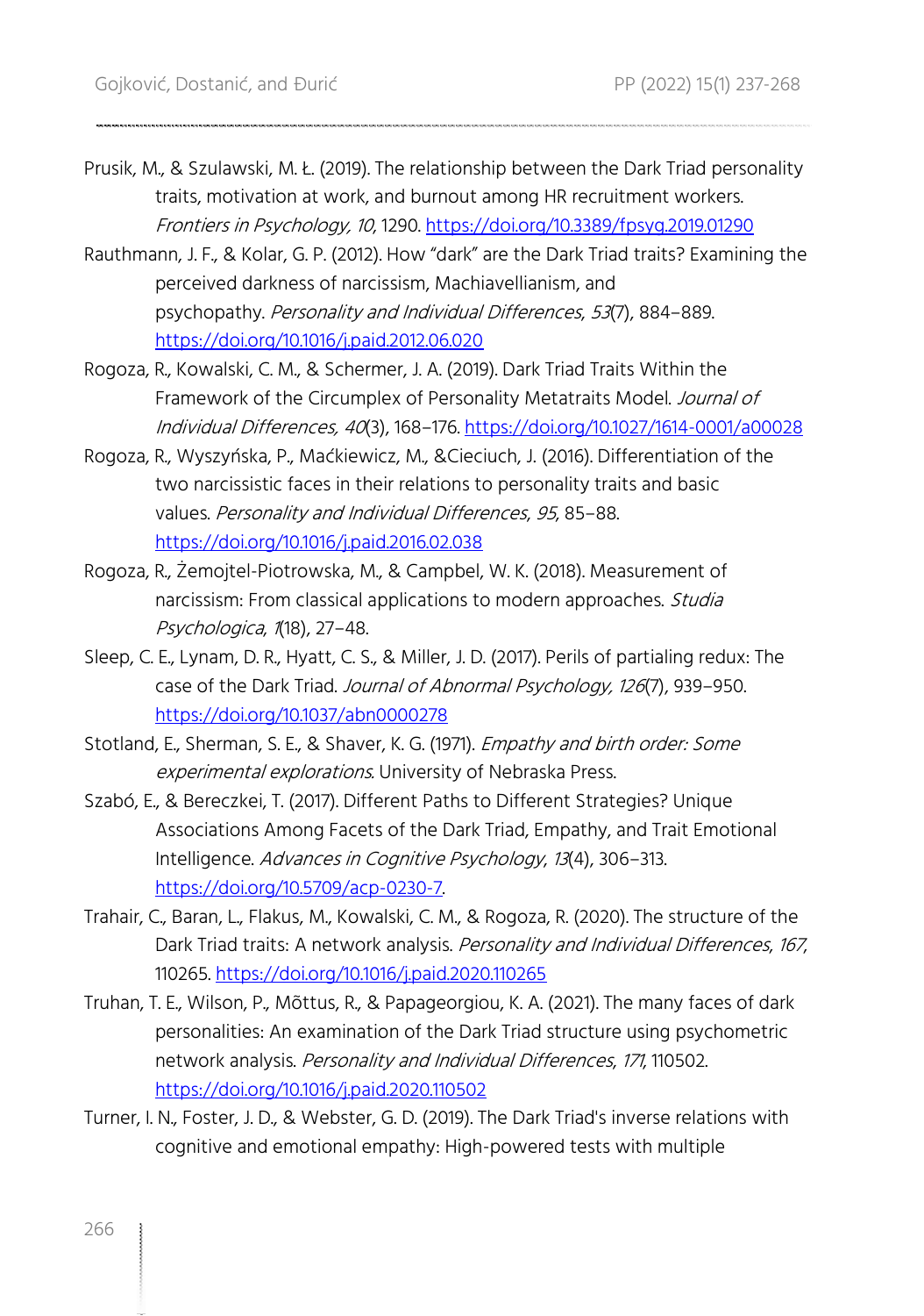Prusik, M., & Szulawski, M. Ł. (2019). The relationship between the Dark Triad personality traits, motivation at work, and burnout among HR recruitment workers. *Frontiers in Psychology, 10*, 1290. https://doi.org/10.3389/fpsyg.2019.01290

Rauthmann, J. F., & Kolar, G. P. (2012). How "dark" are the Dark Triad traits? Examining the perceived darkness of narcissism, Machiavellianism, and psychopathy. *Personality and Individual Differences*, *53*(7), 884–889. https://doi.org/10.1016/j.paid.2012.06.020

Rogoza, R., Kowalski, C. M., & Schermer, J. A. (2019). Dark Triad Traits Within the Framework of the Circumplex of Personality Metatraits Model. *Journal of Individual Differences, 40*(3), 168–176. https://doi.org/10.1027/1614-0001/a00028

Rogoza, R., Wyszyńska, P., Maćkiewicz, M., &Cieciuch, J. (2016). Differentiation of the two narcissistic faces in their relations to personality traits and basic values. *Personality and Individual Differences*, *95*, 85–88. https://doi.org/10.1016/j.paid.2016.02.038

Rogoza, R., Żemojtel-Piotrowska, M., & Campbel, W. K. (2018). Measurement of narcissism: From classical applications to modern approaches. *Studia Psychologica*, *1*(18), 27–48.

Sleep, C. E., Lynam, D. R., Hyatt, C. S., & Miller, J. D. (2017). Perils of partialing redux: The case of the Dark Triad. *Journal of Abnormal Psychology, 126*(7), 939–950. https://doi.org/10.1037/abn0000278

Stotland, E., Sherman, S. E., & Shaver, K. G. (1971). *Empathy and birth order: Some experimental explorations*. University of Nebraska Press.

Szabó, E., & Bereczkei, T. (2017). Different Paths to Different Strategies? Unique Associations Among Facets of the Dark Triad, Empathy, and Trait Emotional Intelligence. *Advances in Cognitive Psychology*, *13*(4), 306–313. https://doi.org/10.5709/acp-0230-7.

Trahair, C., Baran, L., Flakus, M., Kowalski, C. M., & Rogoza, R. (2020). The structure of the Dark Triad traits: A network analysis. *Personality and Individual Differences*, *167*, 110265. https://doi.org/10.1016/j.paid.2020.110265

Truhan, T. E., Wilson, P., Mõttus, R., & Papageorgiou, K. A. (2021). The many faces of dark personalities: An examination of the Dark Triad structure using psychometric network analysis. *Personality and Individual Differences*, *171*, 110502. https://doi.org/10.1016/j.paid.2020.110502

Turner, I. N., Foster, J. D., & Webster, G. D. (2019). The Dark Triad's inverse relations with cognitive and emotional empathy: High-powered tests with multiple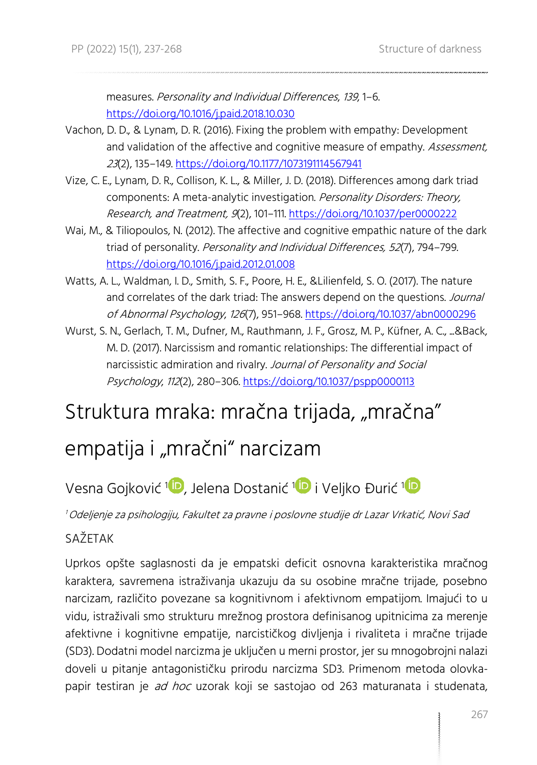measures. *Personality and Individual Differences*, *139*, 1–6. https://doi.org/10.1016/j.paid.2018.10.030

Vachon, D. D., & Lynam, D. R. (2016). Fixing the problem with empathy: Development and validation of the affective and cognitive measure of empathy. *Assessment, 23*(2), 135–149. https://doi.org/10.1177/1073191114567941

Vize, C. E., Lynam, D. R., Collison, K. L., & Miller, J. D. (2018). Differences among dark triad components: A meta-analytic investigation. *Personality Disorders: Theory, Research, and Treatment, 9*(2), 101–111. https://doi.org/10.1037/per0000222

Wai, M., & Tiliopoulos, N. (2012). The affective and cognitive empathic nature of the dark triad of personality. *Personality and Individual Differences, 52*(7), 794–799. https://doi.org/10.1016/j.paid.2012.01.008

Watts, A. L., Waldman, I. D., Smith, S. F., Poore, H. E., &Lilienfeld, S. O. (2017). The nature and correlates of the dark triad: The answers depend on the questions. *Journal of Abnormal Psychology*, *126*(7), 951–968. https://doi.org/10.1037/abn0000296

Wurst, S. N., Gerlach, T. M., Dufner, M., Rauthmann, J. F., Grosz, M. P., Küfner, A. C., ...&Back, M. D. (2017). Narcissism and romantic relationships: The differential impact of narcissistic admiration and rivalry. *Journal of Personality and Social Psychology*, *112*(2), 280–306. https://doi.org/10.1037/pspp0000113

# Struktura mraka: mračna trijada, „mračna" empatija i „mračni" narcizam

Vesna Gojković [1], Jelena Dostanić [1] i Veljko Đurić [1]

[1] *Odeljenje za psihologiju, Fakultet za pravne i poslovne studije dr Lazar Vrkatić, Novi Sad*

## SAŽETAK

Uprkos opšte saglasnosti da je empatski deficit osnovna karakteristika mračnog karaktera, savremena istraživanja ukazuju da su osobine mračne trijade, posebno narcizam, različito povezane sa kognitivnom i afektivnom empatijom. Imajući to u vidu, istraživali smo strukturu mrežnog prostora definisanog upitnicima za merenje afektivne i kognitivne empatije, narcističkog divljenja i rivaliteta i mračne trijade (SD3). Dodatni model narcizma je uključen u merni prostor, jer su mnogobrojni nalazi doveli u pitanje antagonističku prirodu narcizma SD3. Primenom metoda olovka-papir testiran je *ad hoc* uzorak koji se sastojao od 263 maturanata i studenata,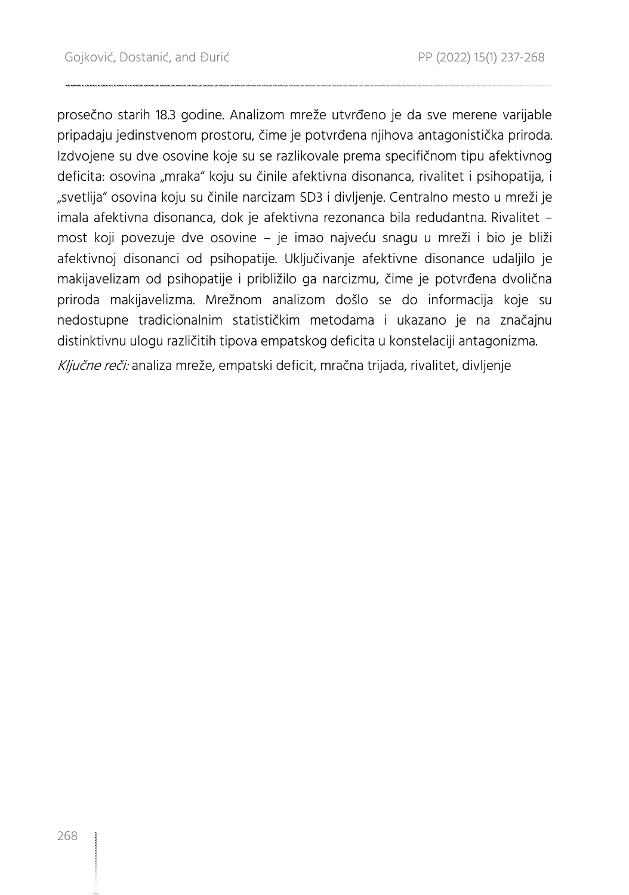prosečno starih 18.3 godine. Analizom mreže utvrđeno je da sve merene varijable pripadaju jedinstvenom prostoru, čime je potvrđena njihova antagonistička priroda. Izdvojene su dve osovine koje su se razlikovale prema specifičnom tipu afektivnog deficita: osovina „mraka" koju su činile afektivna disonanca, rivalitet i psihopatija, i „svetlija" osovina koju su činile narcizam SD3 i divljenje. Centralno mesto u mreži je imala afektivna disonanca, dok je afektivna rezonanca bila redudantna. Rivalitet – most koji povezuje dve osovine – je imao najveću snagu u mreži i bio je bliži afektivnoj disonanci od psihopatije. Uključivanje afektivne disonance udaljilo je makijavelizam od psihopatije i približilo ga narcizmu, čime je potvrđena dvolična priroda makijavelizma. Mrežnom analizom došlo se do informacija koje su nedostupne tradicionalnim statističkim metodama i ukazano je na značajnu distinktivnu ulogu različitih tipova empatskog deficita u konstelaciji antagonizma.

*Ključne reči:* analiza mreže, empatski deficit, mračna trijada, rivalitet, divljenje